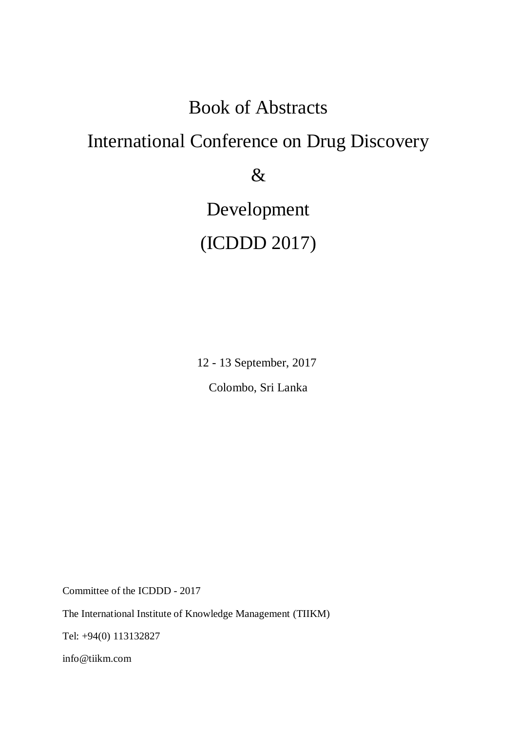# Book of Abstracts

# International Conference on Drug Discovery & Development (ICDDD 2017)

12 - 13 September, 2017

Colombo, Sri Lanka

Committee of the ICDDD - 2017

The International Institute of Knowledge Management (TIIKM)

Tel: +94(0) 113132827

info@tiikm.com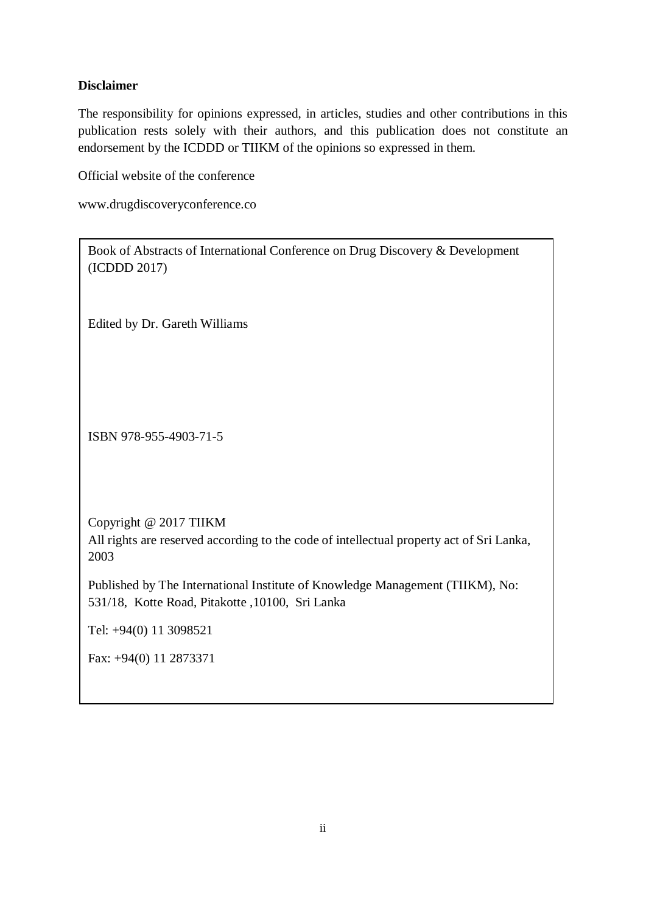**Disclaimer**

The responsibility for opinions expressed, in articles, studies and other contributions in this publication rests solely with their authors, and this publication does not constitute an endorsement by the ICDDD or TIIKM of the opinions so expressed in them.

Official website of the conference

www.drugdiscoveryconference.co

Book of Abstracts of International Conference on Drug Discovery & Development (ICDDD 2017)

Edited by Dr. Gareth Williams

ISBN 978-955-4903-71-5

Copyright @ 2017 TIIKM
All rights are reserved according to the code of intellectual property act of Sri Lanka, 2003

Published by The International Institute of Knowledge Management (TIIKM), No: 531/18, Kotte Road, Pitakotte ,10100, Sri Lanka

Tel: +94(0) 11 3098521

Fax: +94(0) 11 2873371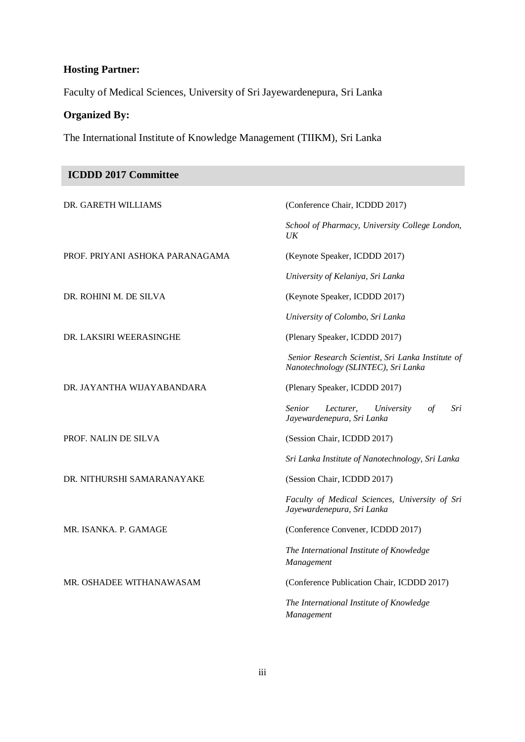**Hosting Partner:**

Faculty of Medical Sciences, University of Sri Jayewardenepura, Sri Lanka

**Organized By:**

The International Institute of Knowledge Management (TIIKM), Sri Lanka

## ICDDD 2017 Committee

| | |
|---|---|
| DR. GARETH WILLIAMS | (Conference Chair, ICDDD 2017)<br>*School of Pharmacy, University College London, UK* |
| PROF. PRIYANI ASHOKA PARANAGAMA | (Keynote Speaker, ICDDD 2017)<br>*University of Kelaniya, Sri Lanka* |
| DR. ROHINI M. DE SILVA | (Keynote Speaker, ICDDD 2017)<br>*University of Colombo, Sri Lanka* |
| DR. LAKSIRI WEERASINGHE | (Plenary Speaker, ICDDD 2017)<br>*Senior Research Scientist, Sri Lanka Institute of Nanotechnology (SLINTEC), Sri Lanka* |
| DR. JAYANTHA WIJAYABANDARA | (Plenary Speaker, ICDDD 2017)<br>*Senior Lecturer, University of Sri Jayewardenepura, Sri Lanka* |
| PROF. NALIN DE SILVA | (Session Chair, ICDDD 2017)<br>*Sri Lanka Institute of Nanotechnology, Sri Lanka* |
| DR. NITHURSHI SAMARANAYAKE | (Session Chair, ICDDD 2017)<br>*Faculty of Medical Sciences, University of Sri Jayewardenepura, Sri Lanka* |
| MR. ISANKA. P. GAMAGE | (Conference Convener, ICDDD 2017)<br>*The International Institute of Knowledge Management* |
| MR. OSHADEE WITHANAWASAM | (Conference Publication Chair, ICDDD 2017)<br>*The International Institute of Knowledge Management* |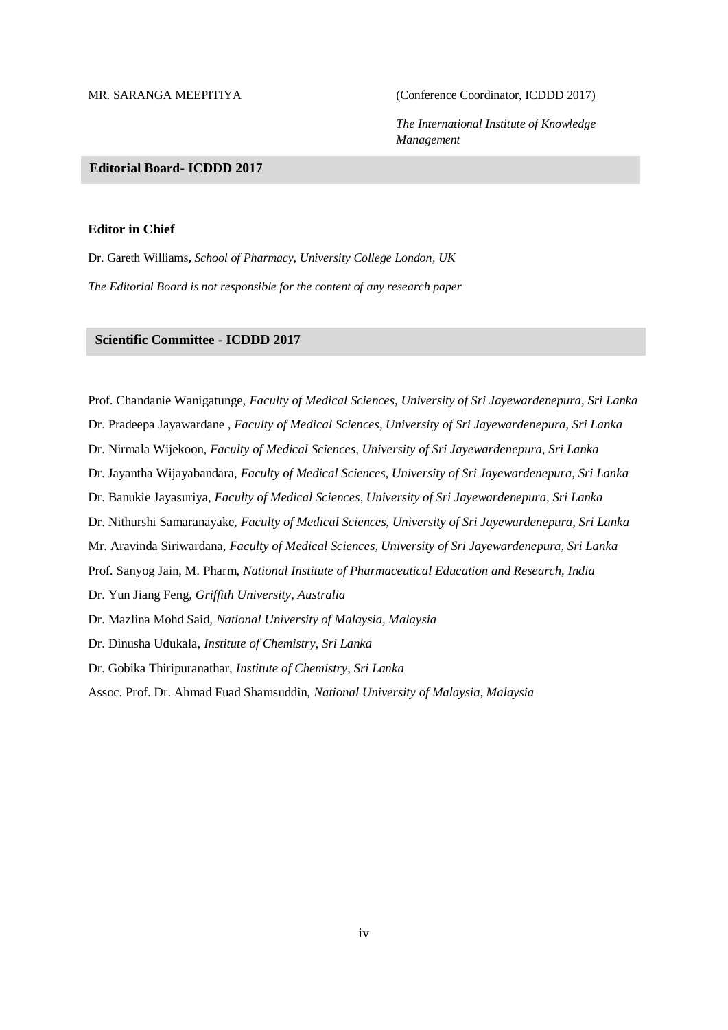MR. SARANGA MEEPITIYA (Conference Coordinator, ICDDD 2017)

*The International Institute of Knowledge Management*

## Editorial Board- ICDDD 2017

**Editor in Chief**

Dr. Gareth Williams**,** *School of Pharmacy, University College London, UK*

*The Editorial Board is not responsible for the content of any research paper*

## Scientific Committee - ICDDD 2017

Prof. Chandanie Wanigatunge, *Faculty of Medical Sciences, University of Sri Jayewardenepura, Sri Lanka*

Dr. Pradeepa Jayawardane , *Faculty of Medical Sciences, University of Sri Jayewardenepura, Sri Lanka*

Dr. Nirmala Wijekoon, *Faculty of Medical Sciences, University of Sri Jayewardenepura, Sri Lanka*

Dr. Jayantha Wijayabandara, *Faculty of Medical Sciences, University of Sri Jayewardenepura, Sri Lanka*

Dr. Banukie Jayasuriya, *Faculty of Medical Sciences, University of Sri Jayewardenepura, Sri Lanka*

Dr. Nithurshi Samaranayake, *Faculty of Medical Sciences, University of Sri Jayewardenepura, Sri Lanka*

Mr. Aravinda Siriwardana, *Faculty of Medical Sciences, University of Sri Jayewardenepura, Sri Lanka*

Prof. Sanyog Jain, M. Pharm, *National Institute of Pharmaceutical Education and Research, India*

Dr. Yun Jiang Feng, *Griffith University, Australia*

Dr. Mazlina Mohd Said, *National University of Malaysia, Malaysia*

Dr. Dinusha Udukala, *Institute of Chemistry, Sri Lanka*

Dr. Gobika Thiripuranathar, *Institute of Chemistry, Sri Lanka*

Assoc. Prof. Dr. Ahmad Fuad Shamsuddin, *National University of Malaysia, Malaysia*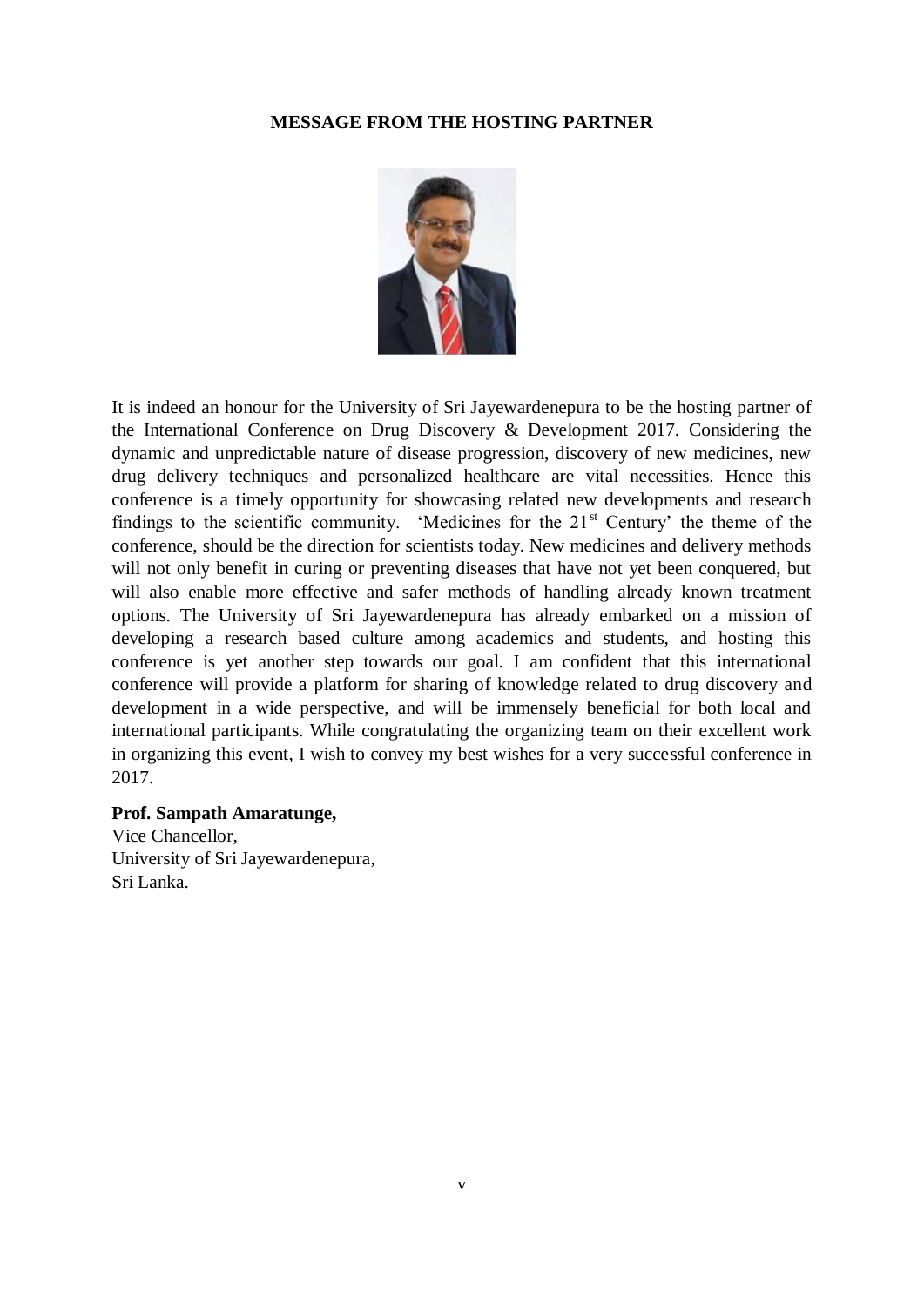# MESSAGE FROM THE HOSTING PARTNER

It is indeed an honour for the University of Sri Jayewardenepura to be the hosting partner of the International Conference on Drug Discovery & Development 2017. Considering the dynamic and unpredictable nature of disease progression, discovery of new medicines, new drug delivery techniques and personalized healthcare are vital necessities. Hence this conference is a timely opportunity for showcasing related new developments and research findings to the scientific community. 'Medicines for the 21st Century' the theme of the conference, should be the direction for scientists today. New medicines and delivery methods will not only benefit in curing or preventing diseases that have not yet been conquered, but will also enable more effective and safer methods of handling already known treatment options. The University of Sri Jayewardenepura has already embarked on a mission of developing a research based culture among academics and students, and hosting this conference is yet another step towards our goal. I am confident that this international conference will provide a platform for sharing of knowledge related to drug discovery and development in a wide perspective, and will be immensely beneficial for both local and international participants. While congratulating the organizing team on their excellent work in organizing this event, I wish to convey my best wishes for a very successful conference in 2017.

**Prof. Sampath Amaratunge,**
Vice Chancellor,
University of Sri Jayewardenepura,
Sri Lanka.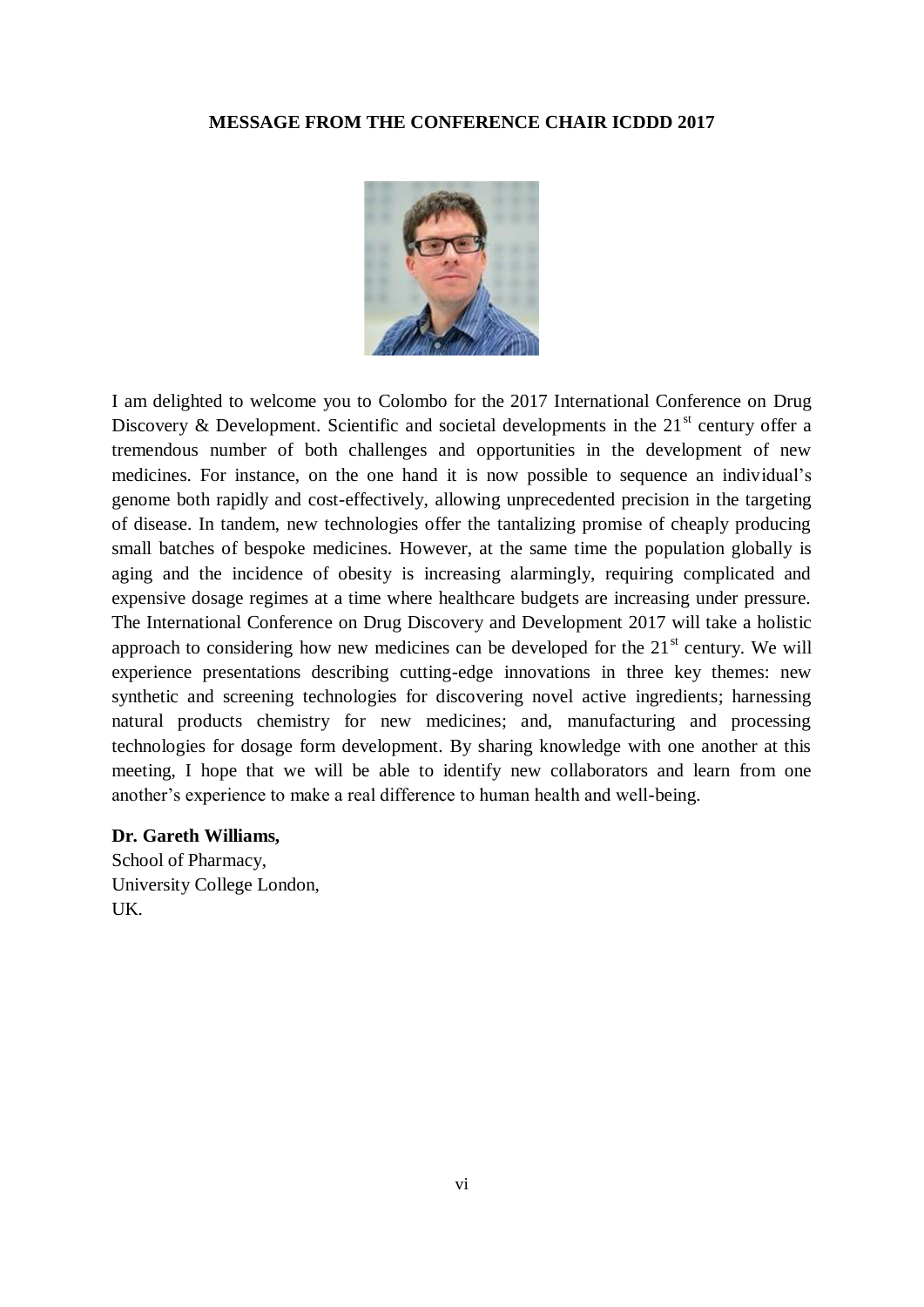## MESSAGE FROM THE CONFERENCE CHAIR ICDDD 2017

I am delighted to welcome you to Colombo for the 2017 International Conference on Drug Discovery & Development. Scientific and societal developments in the 21st century offer a tremendous number of both challenges and opportunities in the development of new medicines. For instance, on the one hand it is now possible to sequence an individual's genome both rapidly and cost-effectively, allowing unprecedented precision in the targeting of disease. In tandem, new technologies offer the tantalizing promise of cheaply producing small batches of bespoke medicines. However, at the same time the population globally is aging and the incidence of obesity is increasing alarmingly, requiring complicated and expensive dosage regimes at a time where healthcare budgets are increasing under pressure. The International Conference on Drug Discovery and Development 2017 will take a holistic approach to considering how new medicines can be developed for the 21st century. We will experience presentations describing cutting-edge innovations in three key themes: new synthetic and screening technologies for discovering novel active ingredients; harnessing natural products chemistry for new medicines; and, manufacturing and processing technologies for dosage form development. By sharing knowledge with one another at this meeting, I hope that we will be able to identify new collaborators and learn from one another's experience to make a real difference to human health and well-being.

**Dr. Gareth Williams,**
School of Pharmacy,
University College London,
UK.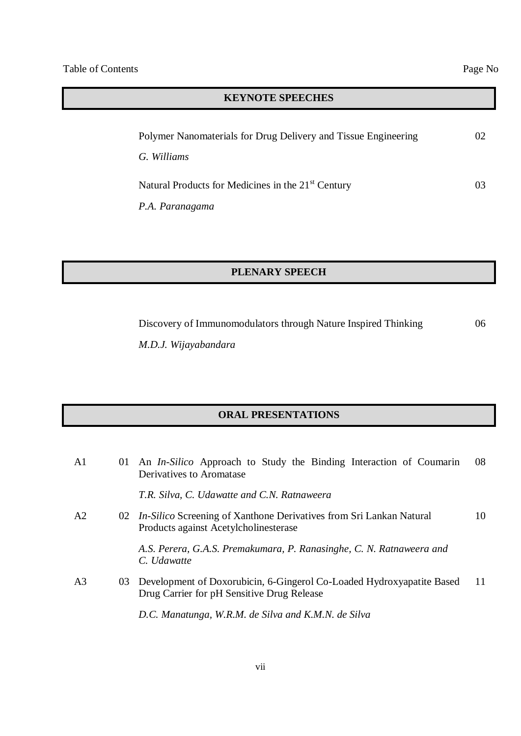Table of Contents | Page No

## KEYNOTE SPEECHES

Polymer Nanomaterials for Drug Delivery and Tissue Engineering — 02

*G. Williams*

Natural Products for Medicines in the 21st Century — 03

*P.A. Paranagama*

## PLENARY SPEECH

Discovery of Immunomodulators through Nature Inspired Thinking — 06

*M.D.J. Wijayabandara*

## ORAL PRESENTATIONS

| | | | |
|---|---|---|---|
| A1 | 01 | An *In-Silico* Approach to Study the Binding Interaction of Coumarin Derivatives to Aromatase<br>*T.R. Silva, C. Udawatte and C.N. Ratnaweera* | 08 |
| A2 | 02 | *In-Silico* Screening of Xanthone Derivatives from Sri Lankan Natural Products against Acetylcholinesterase<br>*A.S. Perera, G.A.S. Premakumara, P. Ranasinghe, C. N. Ratnaweera and C. Udawatte* | 10 |
| A3 | 03 | Development of Doxorubicin, 6-Gingerol Co-Loaded Hydroxyapatite Based Drug Carrier for pH Sensitive Drug Release<br>*D.C. Manatunga, W.R.M. de Silva and K.M.N. de Silva* | 11 |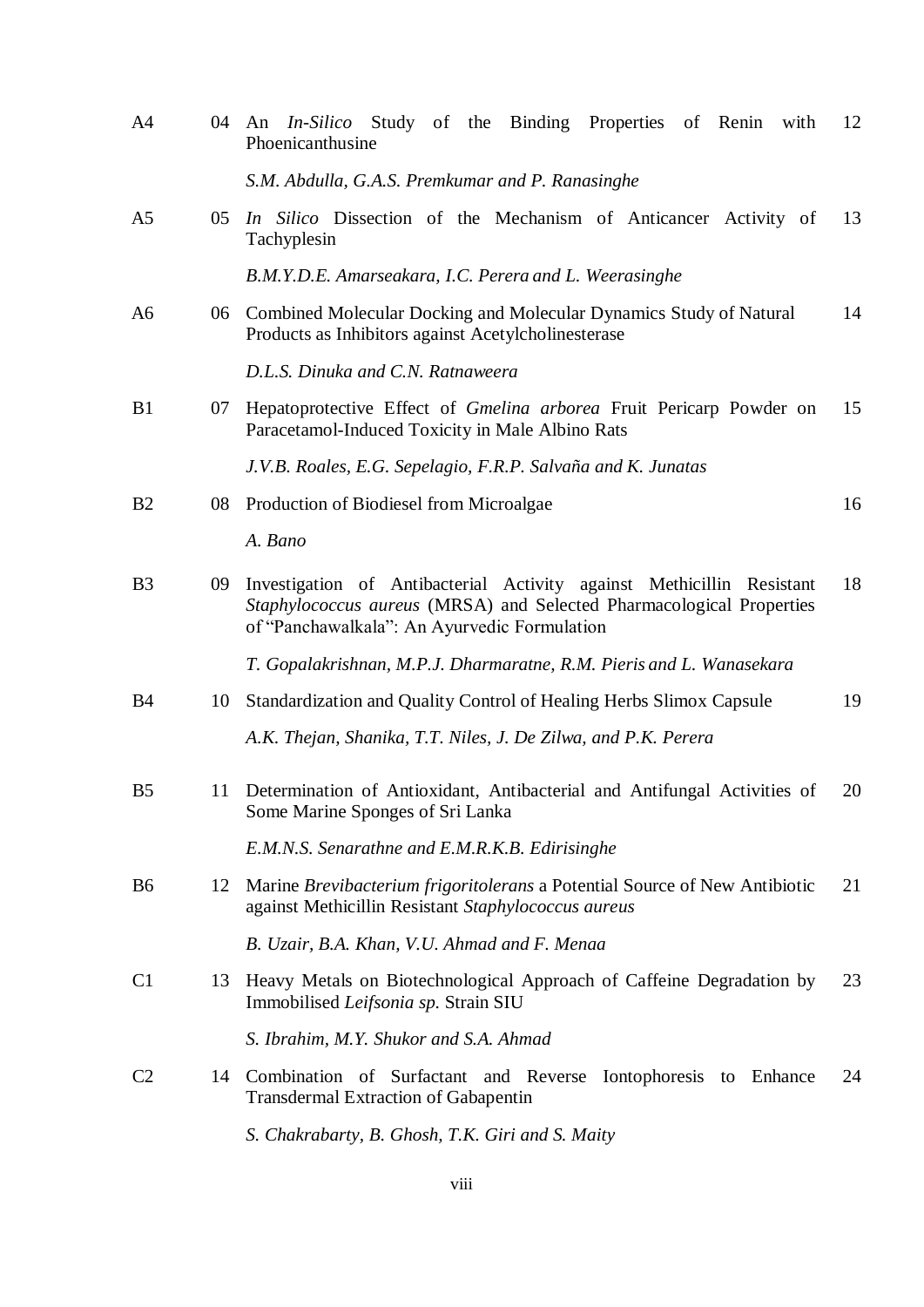| | | | |
|---|---|---|---|
| A4 | 04 | An *In-Silico* Study of the Binding Properties of Renin with Phoenicanthusine<br><br>*S.M. Abdulla, G.A.S. Premkumar and P. Ranasinghe* | 12 |
| A5 | 05 | *In Silico* Dissection of the Mechanism of Anticancer Activity of Tachyplesin<br><br>*B.M.Y.D.E. Amarseakara, I.C. Perera and L. Weerasinghe* | 13 |
| A6 | 06 | Combined Molecular Docking and Molecular Dynamics Study of Natural Products as Inhibitors against Acetylcholinesterase<br><br>*D.L.S. Dinuka and C.N. Ratnaweera* | 14 |
| B1 | 07 | Hepatoprotective Effect of *Gmelina arborea* Fruit Pericarp Powder on Paracetamol-Induced Toxicity in Male Albino Rats<br><br>*J.V.B. Roales, E.G. Sepelagio, F.R.P. Salvaña and K. Junatas* | 15 |
| B2 | 08 | Production of Biodiesel from Microalgae<br><br>*A. Bano* | 16 |
| B3 | 09 | Investigation of Antibacterial Activity against Methicillin Resistant *Staphylococcus aureus* (MRSA) and Selected Pharmacological Properties of "Panchawalkala": An Ayurvedic Formulation<br><br>*T. Gopalakrishnan, M.P.J. Dharmaratne, R.M. Pieris and L. Wanasekara* | 18 |
| B4 | 10 | Standardization and Quality Control of Healing Herbs Slimox Capsule<br><br>*A.K. Thejan, Shanika, T.T. Niles, J. De Zilwa, and P.K. Perera* | 19 |
| B5 | 11 | Determination of Antioxidant, Antibacterial and Antifungal Activities of Some Marine Sponges of Sri Lanka<br><br>*E.M.N.S. Senarathne and E.M.R.K.B. Edirisinghe* | 20 |
| B6 | 12 | Marine *Brevibacterium frigoritolerans* a Potential Source of New Antibiotic against Methicillin Resistant *Staphylococcus aureus*<br><br>*B. Uzair, B.A. Khan, V.U. Ahmad and F. Menaa* | 21 |
| C1 | 13 | Heavy Metals on Biotechnological Approach of Caffeine Degradation by Immobilised *Leifsonia sp.* Strain SIU<br><br>*S. Ibrahim, M.Y. Shukor and S.A. Ahmad* | 23 |
| C2 | 14 | Combination of Surfactant and Reverse Iontophoresis to Enhance Transdermal Extraction of Gabapentin<br><br>*S. Chakrabarty, B. Ghosh, T.K. Giri and S. Maity* | 24 |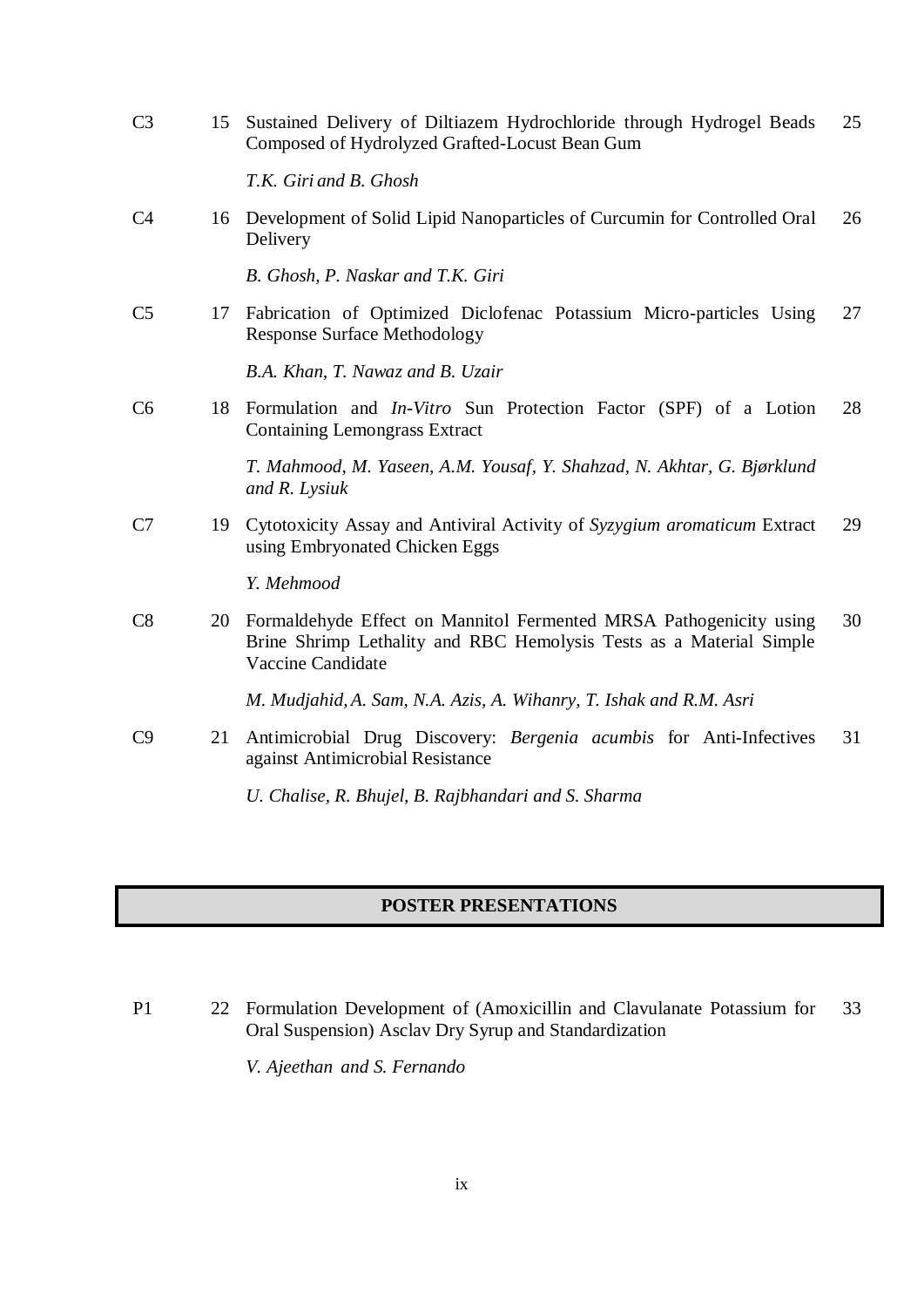| | | | |
|---|---|---|---|
| C3 | 15 | Sustained Delivery of Diltiazem Hydrochloride through Hydrogel Beads Composed of Hydrolyzed Grafted-Locust Bean Gum<br><br>*T.K. Giri and B. Ghosh* | 25 |
| C4 | 16 | Development of Solid Lipid Nanoparticles of Curcumin for Controlled Oral Delivery<br><br>*B. Ghosh, P. Naskar and T.K. Giri* | 26 |
| C5 | 17 | Fabrication of Optimized Diclofenac Potassium Micro-particles Using Response Surface Methodology<br><br>*B.A. Khan, T. Nawaz and B. Uzair* | 27 |
| C6 | 18 | Formulation and *In-Vitro* Sun Protection Factor (SPF) of a Lotion Containing Lemongrass Extract<br><br>*T. Mahmood, M. Yaseen, A.M. Yousaf, Y. Shahzad, N. Akhtar, G. Bjørklund and R. Lysiuk* | 28 |
| C7 | 19 | Cytotoxicity Assay and Antiviral Activity of *Syzygium aromaticum* Extract using Embryonated Chicken Eggs<br><br>*Y. Mehmood* | 29 |
| C8 | 20 | Formaldehyde Effect on Mannitol Fermented MRSA Pathogenicity using Brine Shrimp Lethality and RBC Hemolysis Tests as a Material Simple Vaccine Candidate<br><br>*M. Mudjahid, A. Sam, N.A. Azis, A. Wihanry, T. Ishak and R.M. Asri* | 30 |
| C9 | 21 | Antimicrobial Drug Discovery: *Bergenia acumbis* for Anti-Infectives against Antimicrobial Resistance<br><br>*U. Chalise, R. Bhujel, B. Rajbhandari and S. Sharma* | 31 |

## POSTER PRESENTATIONS

| | | | |
|---|---|---|---|
| P1 | 22 | Formulation Development of (Amoxicillin and Clavulanate Potassium for Oral Suspension) Asclav Dry Syrup and Standardization<br><br>*V. Ajeethan and S. Fernando* | 33 |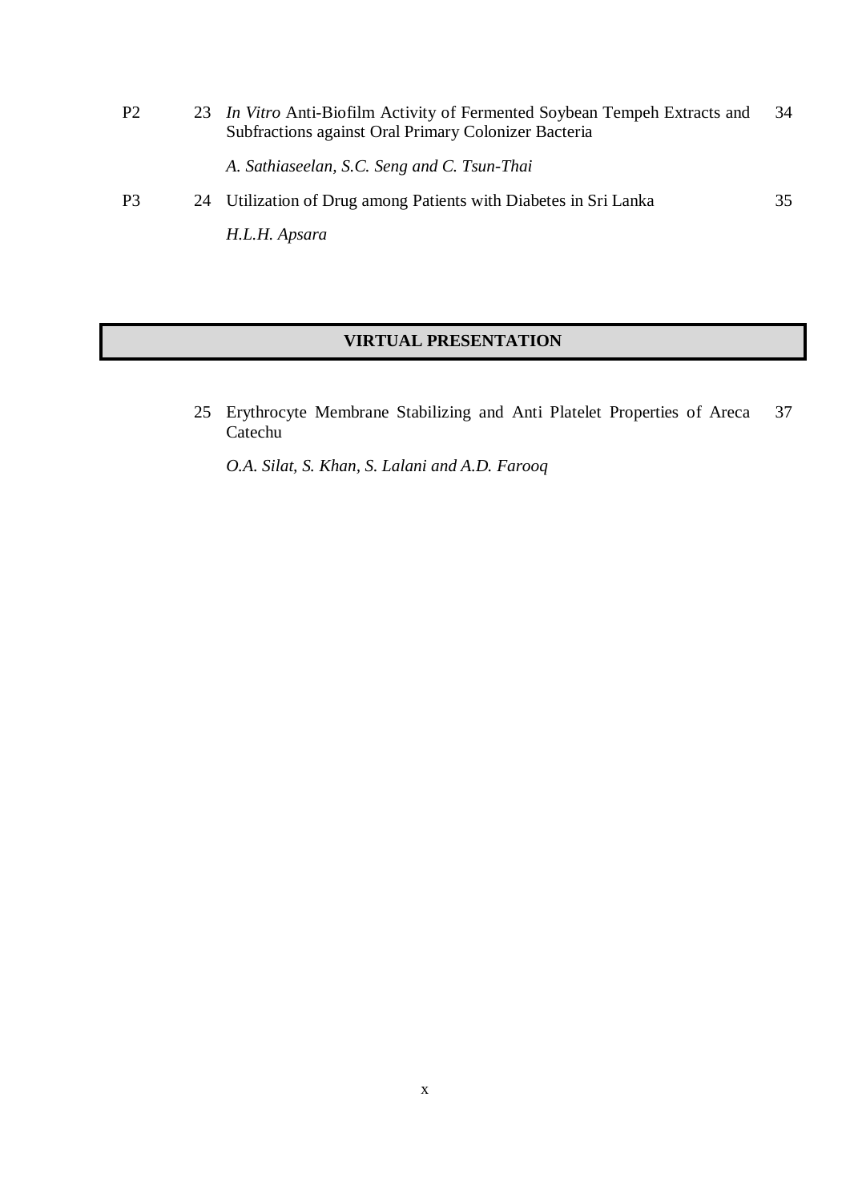| | | | |
|---|---|---|---|
| P2 | 23 | *In Vitro* Anti-Biofilm Activity of Fermented Soybean Tempeh Extracts and Subfractions against Oral Primary Colonizer Bacteria<br><br>*A. Sathiaseelan, S.C. Seng and C. Tsun-Thai* | 34 |
| P3 | 24 | Utilization of Drug among Patients with Diabetes in Sri Lanka<br><br>*H.L.H. Apsara* | 35 |

## VIRTUAL PRESENTATION

| | | |
|---|---|---|
| 25 | Erythrocyte Membrane Stabilizing and Anti Platelet Properties of Areca Catechu<br><br>*O.A. Silat, S. Khan, S. Lalani and A.D. Farooq* | 37 |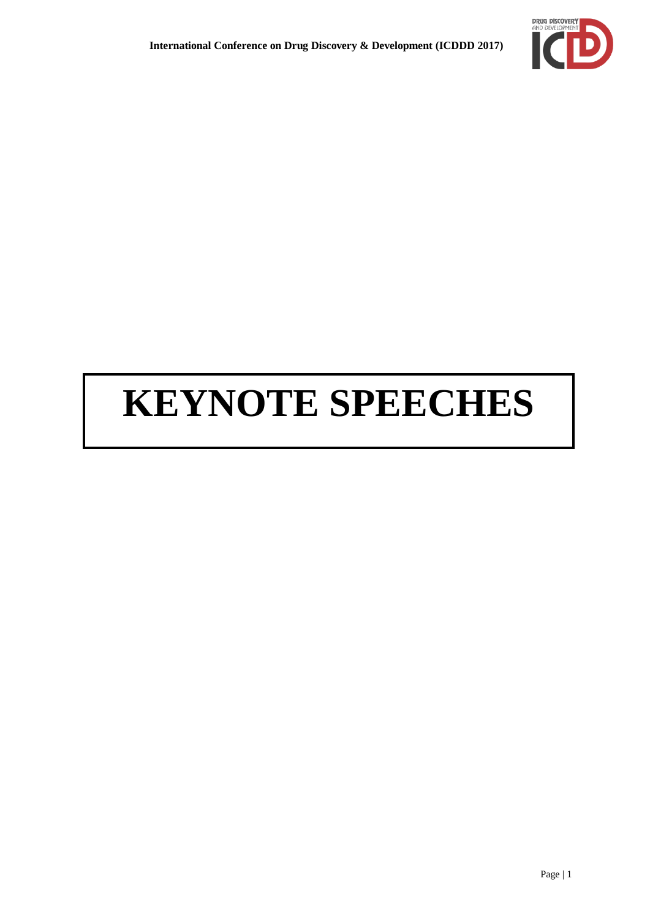# KEYNOTE SPEECHES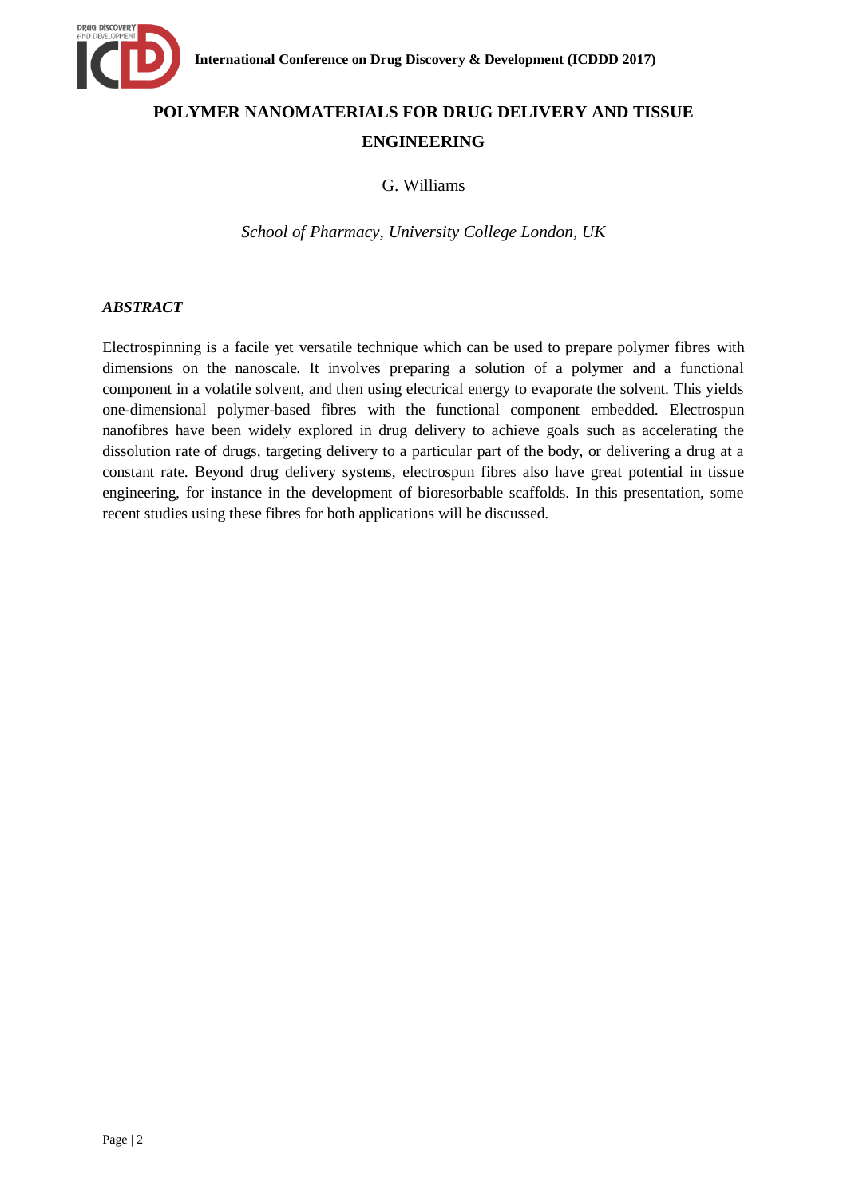# POLYMER NANOMATERIALS FOR DRUG DELIVERY AND TISSUE ENGINEERING

G. Williams

*School of Pharmacy, University College London, UK*

***ABSTRACT***

Electrospinning is a facile yet versatile technique which can be used to prepare polymer fibres with dimensions on the nanoscale. It involves preparing a solution of a polymer and a functional component in a volatile solvent, and then using electrical energy to evaporate the solvent. This yields one-dimensional polymer-based fibres with the functional component embedded. Electrospun nanofibres have been widely explored in drug delivery to achieve goals such as accelerating the dissolution rate of drugs, targeting delivery to a particular part of the body, or delivering a drug at a constant rate. Beyond drug delivery systems, electrospun fibres also have great potential in tissue engineering, for instance in the development of bioresorbable scaffolds. In this presentation, some recent studies using these fibres for both applications will be discussed.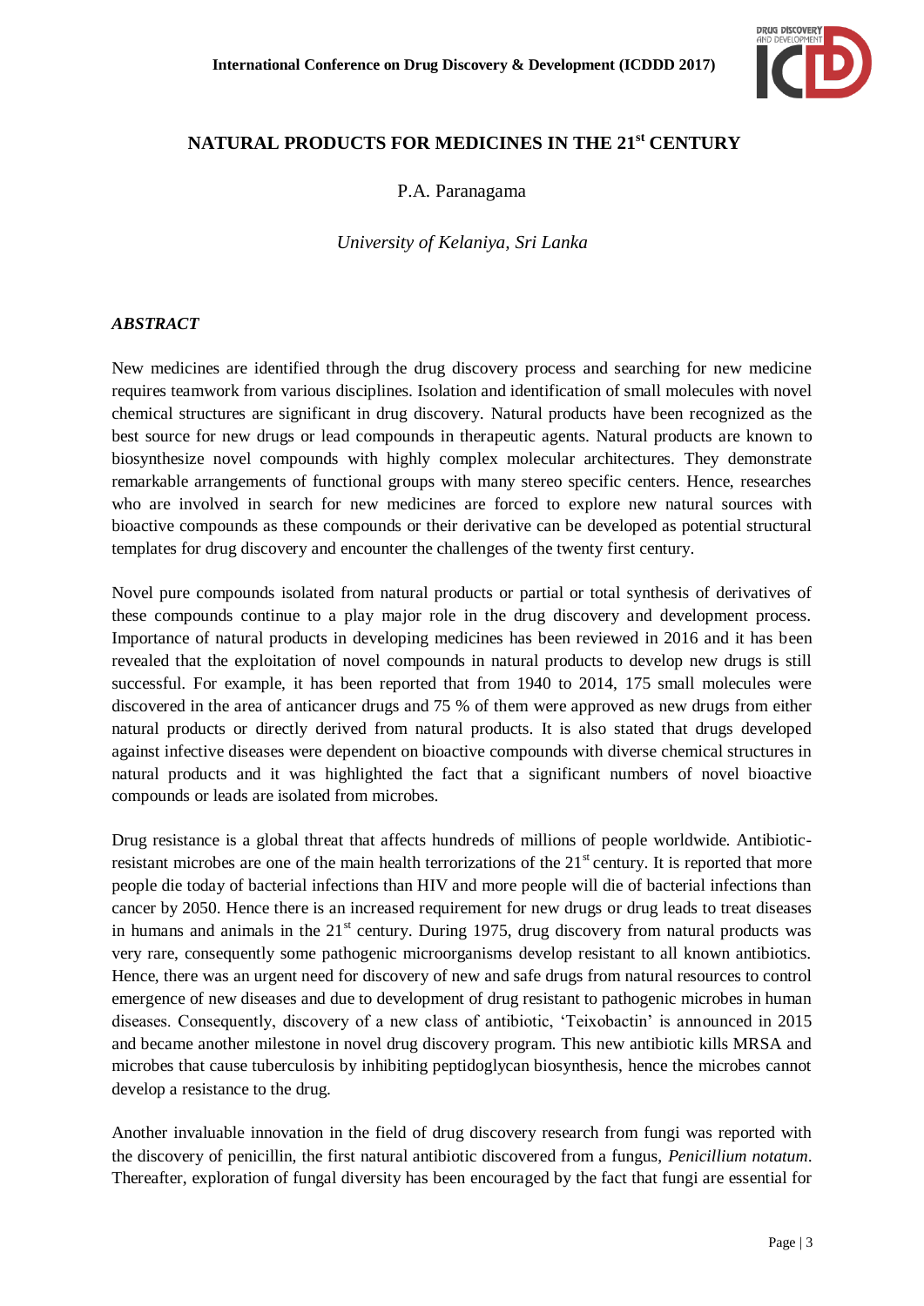# NATURAL PRODUCTS FOR MEDICINES IN THE 21st CENTURY

P.A. Paranagama

*University of Kelaniya, Sri Lanka*

## *ABSTRACT*

New medicines are identified through the drug discovery process and searching for new medicine requires teamwork from various disciplines. Isolation and identification of small molecules with novel chemical structures are significant in drug discovery. Natural products have been recognized as the best source for new drugs or lead compounds in therapeutic agents. Natural products are known to biosynthesize novel compounds with highly complex molecular architectures. They demonstrate remarkable arrangements of functional groups with many stereo specific centers. Hence, researches who are involved in search for new medicines are forced to explore new natural sources with bioactive compounds as these compounds or their derivative can be developed as potential structural templates for drug discovery and encounter the challenges of the twenty first century.

Novel pure compounds isolated from natural products or partial or total synthesis of derivatives of these compounds continue to a play major role in the drug discovery and development process. Importance of natural products in developing medicines has been reviewed in 2016 and it has been revealed that the exploitation of novel compounds in natural products to develop new drugs is still successful. For example, it has been reported that from 1940 to 2014, 175 small molecules were discovered in the area of anticancer drugs and 75 % of them were approved as new drugs from either natural products or directly derived from natural products. It is also stated that drugs developed against infective diseases were dependent on bioactive compounds with diverse chemical structures in natural products and it was highlighted the fact that a significant numbers of novel bioactive compounds or leads are isolated from microbes.

Drug resistance is a global threat that affects hundreds of millions of people worldwide. Antibiotic-resistant microbes are one of the main health terrorizations of the 21st century. It is reported that more people die today of bacterial infections than HIV and more people will die of bacterial infections than cancer by 2050. Hence there is an increased requirement for new drugs or drug leads to treat diseases in humans and animals in the 21st century. During 1975, drug discovery from natural products was very rare, consequently some pathogenic microorganisms develop resistant to all known antibiotics. Hence, there was an urgent need for discovery of new and safe drugs from natural resources to control emergence of new diseases and due to development of drug resistant to pathogenic microbes in human diseases. Consequently, discovery of a new class of antibiotic, 'Teixobactin' is announced in 2015 and became another milestone in novel drug discovery program. This new antibiotic kills MRSA and microbes that cause tuberculosis by inhibiting peptidoglycan biosynthesis, hence the microbes cannot develop a resistance to the drug.

Another invaluable innovation in the field of drug discovery research from fungi was reported with the discovery of penicillin, the first natural antibiotic discovered from a fungus, *Penicillium notatum*. Thereafter, exploration of fungal diversity has been encouraged by the fact that fungi are essential for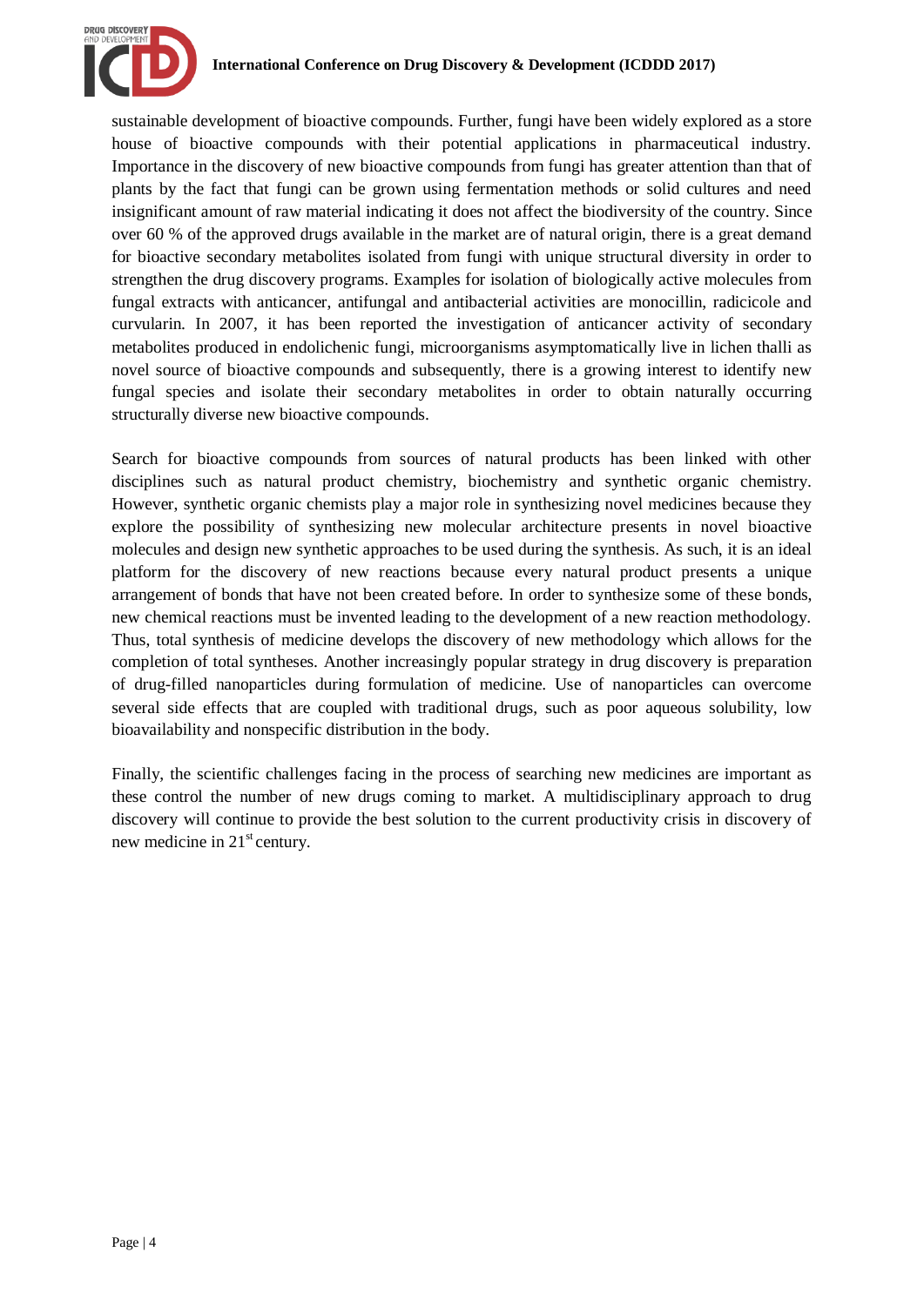sustainable development of bioactive compounds. Further, fungi have been widely explored as a store house of bioactive compounds with their potential applications in pharmaceutical industry. Importance in the discovery of new bioactive compounds from fungi has greater attention than that of plants by the fact that fungi can be grown using fermentation methods or solid cultures and need insignificant amount of raw material indicating it does not affect the biodiversity of the country. Since over 60 % of the approved drugs available in the market are of natural origin, there is a great demand for bioactive secondary metabolites isolated from fungi with unique structural diversity in order to strengthen the drug discovery programs. Examples for isolation of biologically active molecules from fungal extracts with anticancer, antifungal and antibacterial activities are monocillin, radicicole and curvularin. In 2007, it has been reported the investigation of anticancer activity of secondary metabolites produced in endolichenic fungi, microorganisms asymptomatically live in lichen thalli as novel source of bioactive compounds and subsequently, there is a growing interest to identify new fungal species and isolate their secondary metabolites in order to obtain naturally occurring structurally diverse new bioactive compounds.

Search for bioactive compounds from sources of natural products has been linked with other disciplines such as natural product chemistry, biochemistry and synthetic organic chemistry. However, synthetic organic chemists play a major role in synthesizing novel medicines because they explore the possibility of synthesizing new molecular architecture presents in novel bioactive molecules and design new synthetic approaches to be used during the synthesis. As such, it is an ideal platform for the discovery of new reactions because every natural product presents a unique arrangement of bonds that have not been created before. In order to synthesize some of these bonds, new chemical reactions must be invented leading to the development of a new reaction methodology. Thus, total synthesis of medicine develops the discovery of new methodology which allows for the completion of total syntheses. Another increasingly popular strategy in drug discovery is preparation of drug-filled nanoparticles during formulation of medicine. Use of nanoparticles can overcome several side effects that are coupled with traditional drugs, such as poor aqueous solubility, low bioavailability and nonspecific distribution in the body.

Finally, the scientific challenges facing in the process of searching new medicines are important as these control the number of new drugs coming to market. A multidisciplinary approach to drug discovery will continue to provide the best solution to the current productivity crisis in discovery of new medicine in 21st century.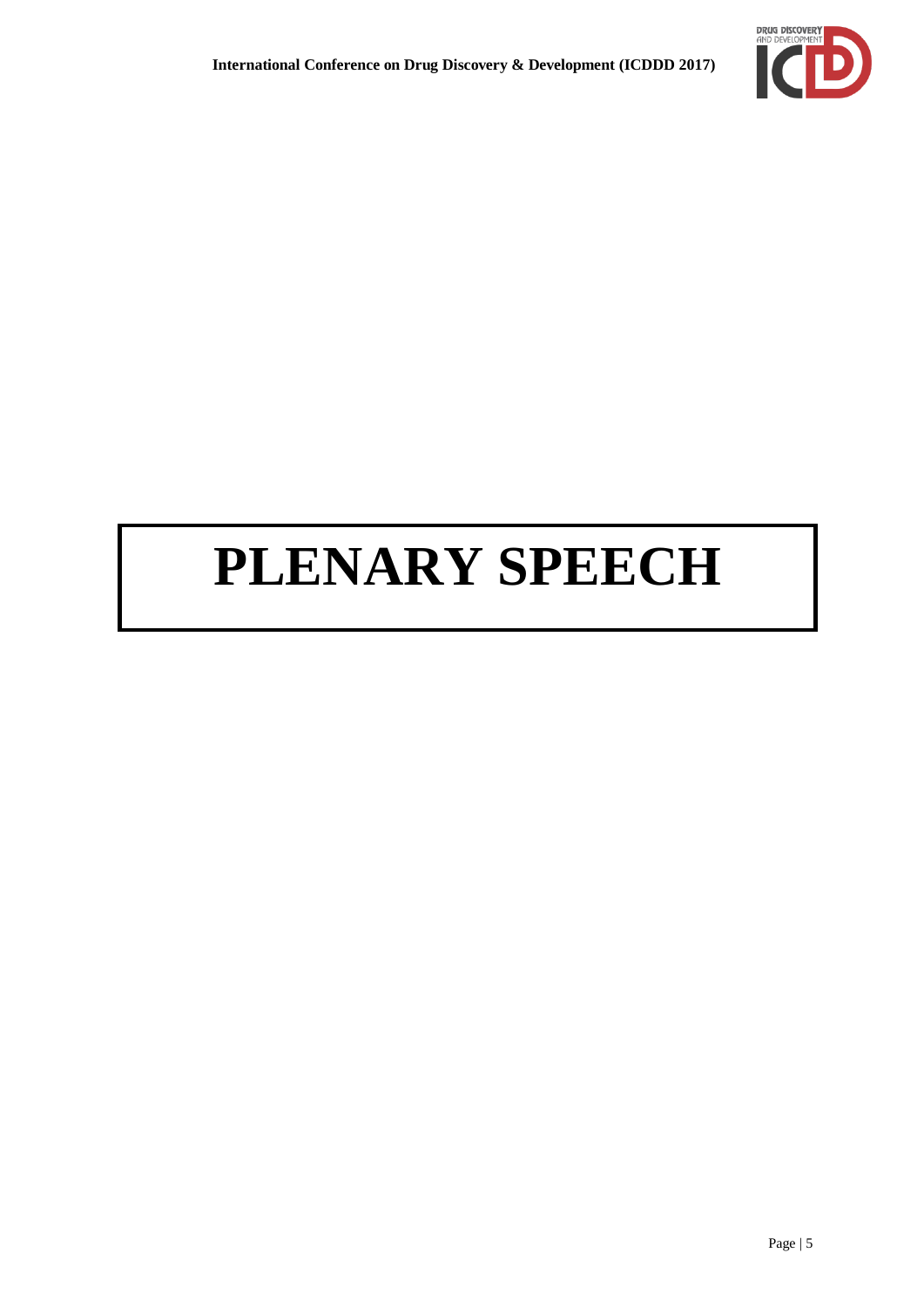# PLENARY SPEECH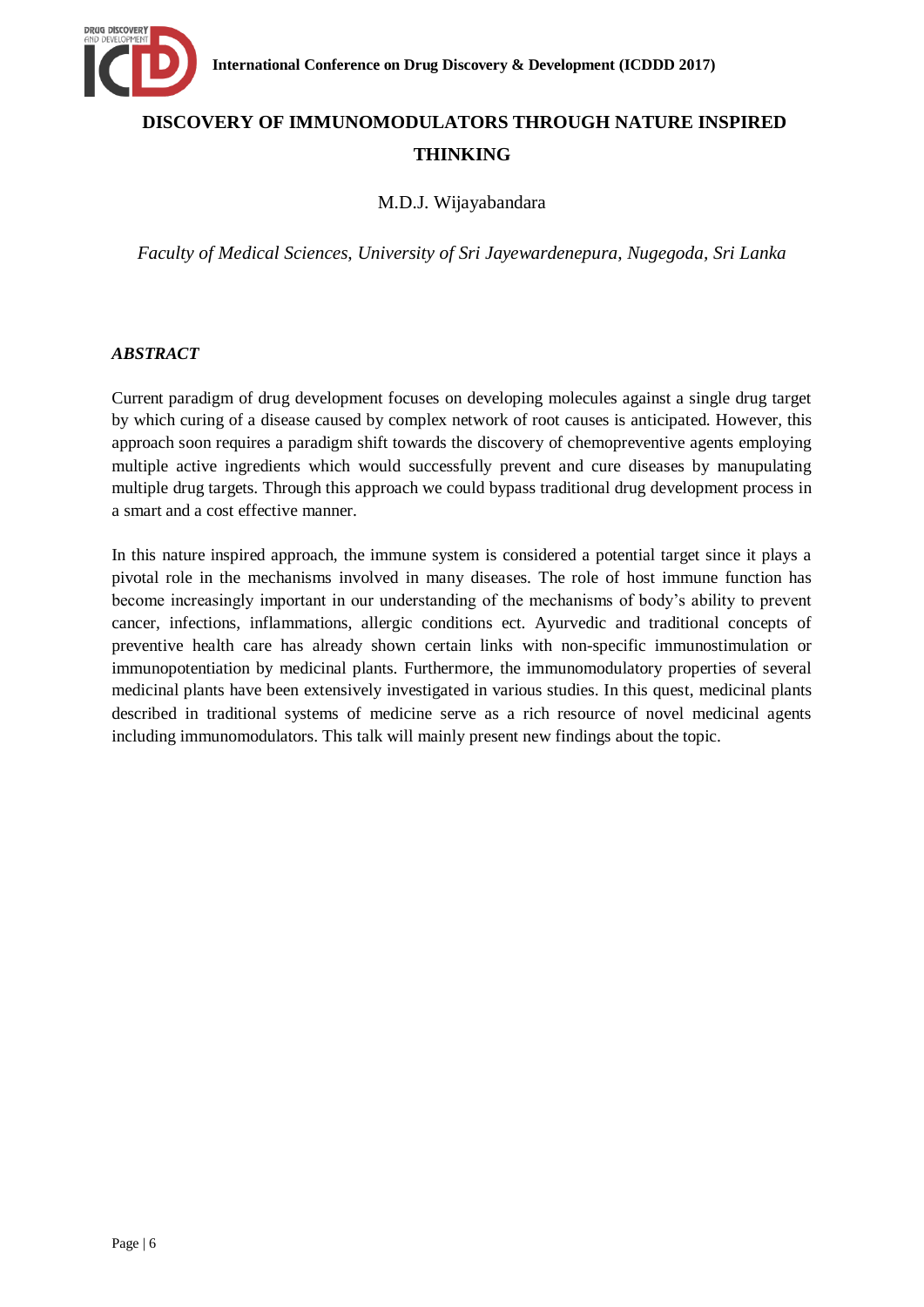# DISCOVERY OF IMMUNOMODULATORS THROUGH NATURE INSPIRED THINKING

M.D.J. Wijayabandara

*Faculty of Medical Sciences, University of Sri Jayewardenepura, Nugegoda, Sri Lanka*

***ABSTRACT***

Current paradigm of drug development focuses on developing molecules against a single drug target by which curing of a disease caused by complex network of root causes is anticipated. However, this approach soon requires a paradigm shift towards the discovery of chemopreventive agents employing multiple active ingredients which would successfully prevent and cure diseases by manupulating multiple drug targets. Through this approach we could bypass traditional drug development process in a smart and a cost effective manner.

In this nature inspired approach, the immune system is considered a potential target since it plays a pivotal role in the mechanisms involved in many diseases. The role of host immune function has become increasingly important in our understanding of the mechanisms of body's ability to prevent cancer, infections, inflammations, allergic conditions ect. Ayurvedic and traditional concepts of preventive health care has already shown certain links with non-specific immunostimulation or immunopotentiation by medicinal plants. Furthermore, the immunomodulatory properties of several medicinal plants have been extensively investigated in various studies. In this quest, medicinal plants described in traditional systems of medicine serve as a rich resource of novel medicinal agents including immunomodulators. This talk will mainly present new findings about the topic.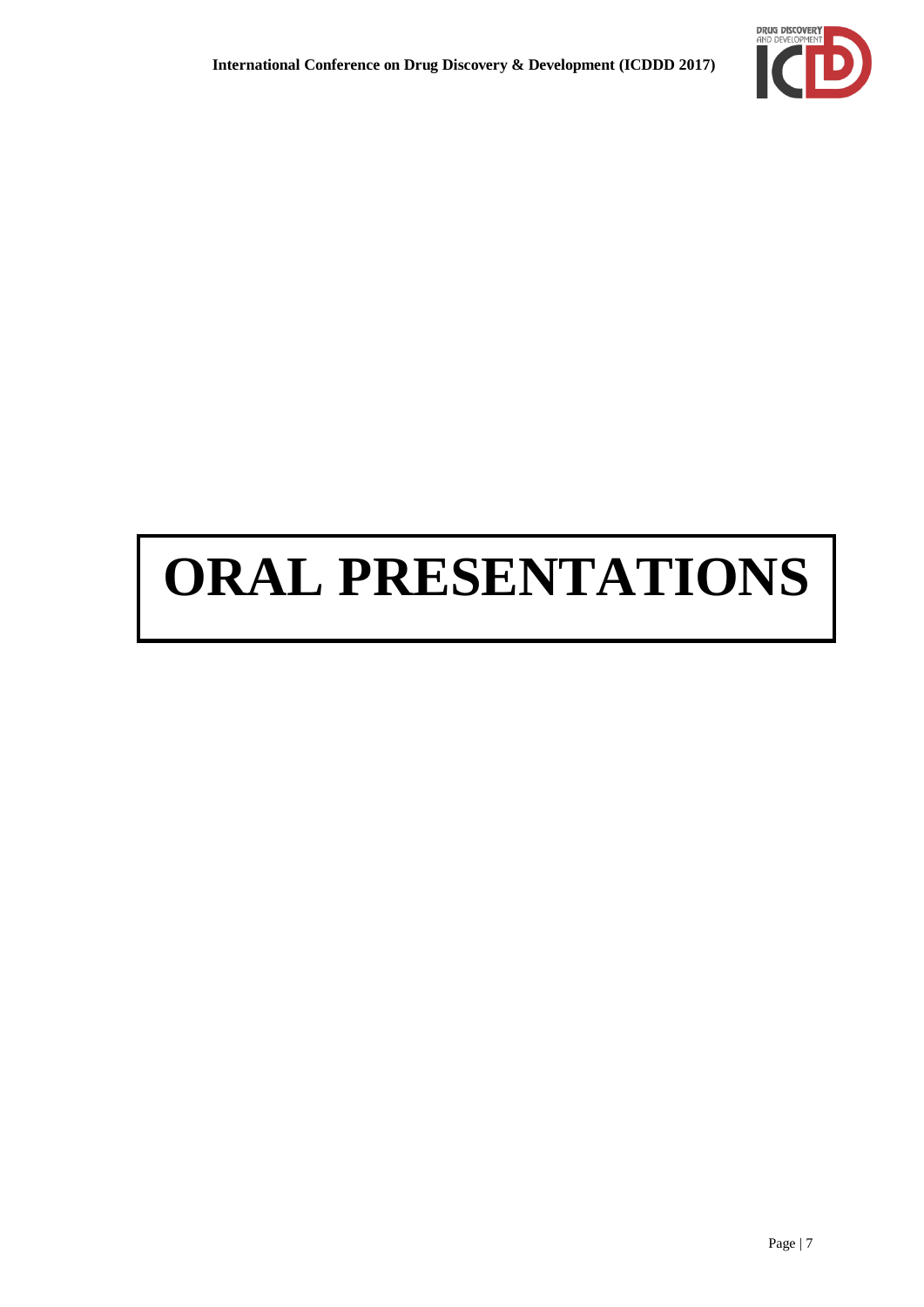# ORAL PRESENTATIONS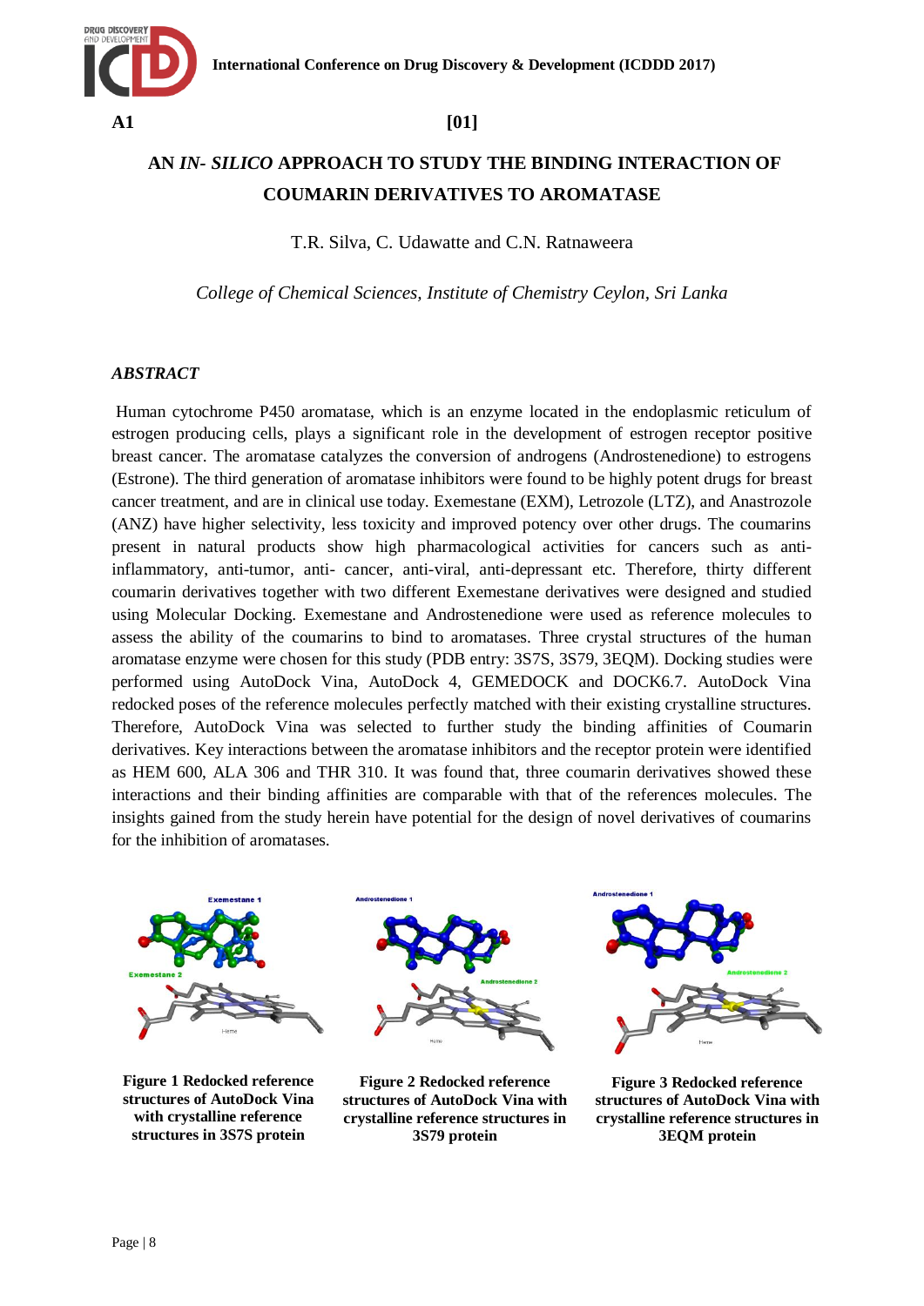A1 [01]

# AN *IN- SILICO* APPROACH TO STUDY THE BINDING INTERACTION OF COUMARIN DERIVATIVES TO AROMATASE

T.R. Silva, C. Udawatte and C.N. Ratnaweera

*College of Chemical Sciences, Institute of Chemistry Ceylon, Sri Lanka*

### *ABSTRACT*

Human cytochrome P450 aromatase, which is an enzyme located in the endoplasmic reticulum of estrogen producing cells, plays a significant role in the development of estrogen receptor positive breast cancer. The aromatase catalyzes the conversion of androgens (Androstenedione) to estrogens (Estrone). The third generation of aromatase inhibitors were found to be highly potent drugs for breast cancer treatment, and are in clinical use today. Exemestane (EXM), Letrozole (LTZ), and Anastrozole (ANZ) have higher selectivity, less toxicity and improved potency over other drugs. The coumarins present in natural products show high pharmacological activities for cancers such as anti-inflammatory, anti-tumor, anti- cancer, anti-viral, anti-depressant etc. Therefore, thirty different coumarin derivatives together with two different Exemestane derivatives were designed and studied using Molecular Docking. Exemestane and Androstenedione were used as reference molecules to assess the ability of the coumarins to bind to aromatases. Three crystal structures of the human aromatase enzyme were chosen for this study (PDB entry: 3S7S, 3S79, 3EQM). Docking studies were performed using AutoDock Vina, AutoDock 4, GEMEDOCK and DOCK6.7. AutoDock Vina redocked poses of the reference molecules perfectly matched with their existing crystalline structures. Therefore, AutoDock Vina was selected to further study the binding affinities of Coumarin derivatives. Key interactions between the aromatase inhibitors and the receptor protein were identified as HEM 600, ALA 306 and THR 310. It was found that, three coumarin derivatives showed these interactions and their binding affinities are comparable with that of the references molecules. The insights gained from the study herein have potential for the design of novel derivatives of coumarins for the inhibition of aromatases.

**Figure 1 Redocked reference structures of AutoDock Vina with crystalline reference structures in 3S7S protein**

**Figure 2 Redocked reference structures of AutoDock Vina with crystalline reference structures in 3S79 protein**

**Figure 3 Redocked reference structures of AutoDock Vina with crystalline reference structures in 3EQM protein**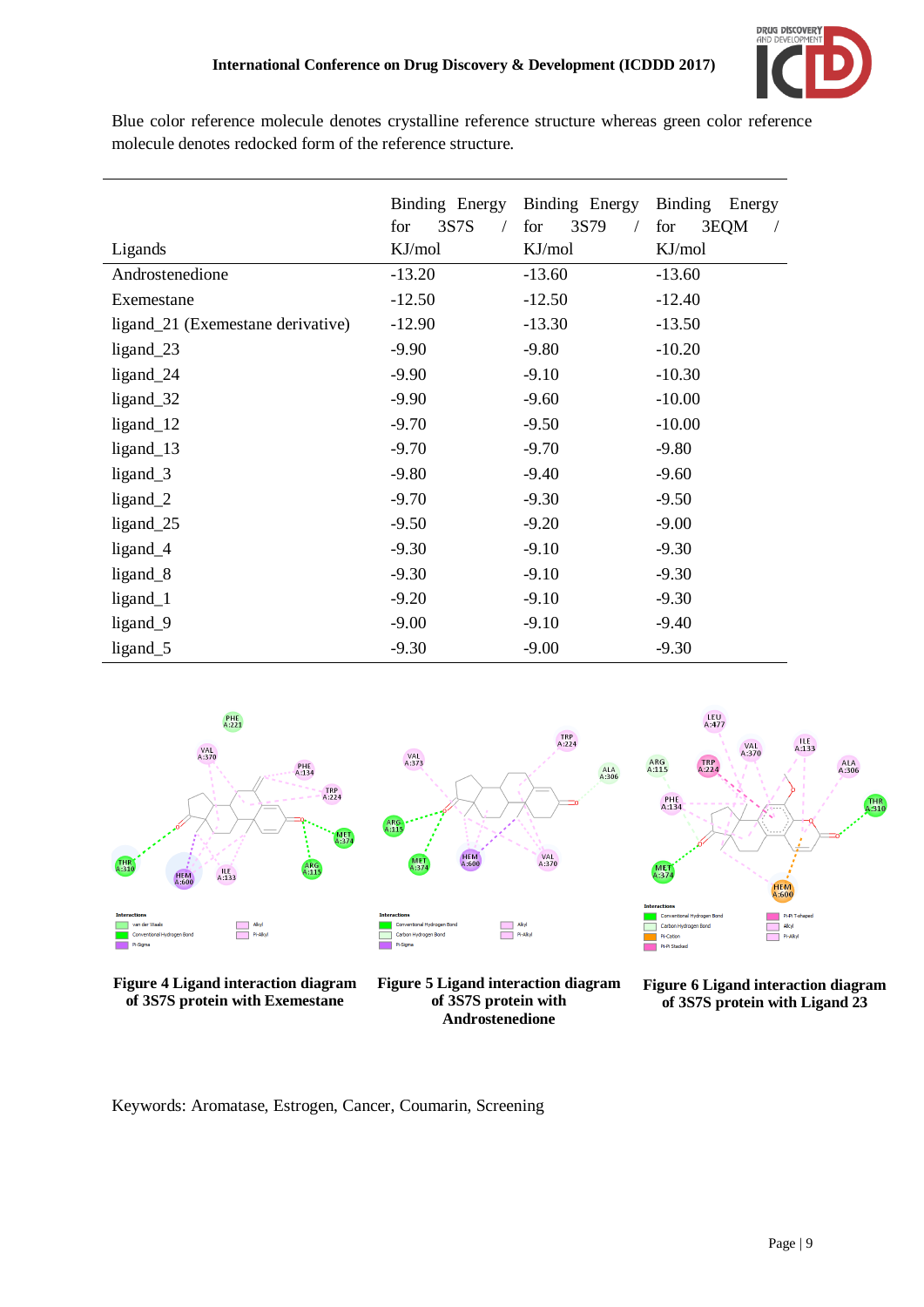Blue color reference molecule denotes crystalline reference structure whereas green color reference molecule denotes redocked form of the reference structure.

| Ligands | Binding Energy for 3S7S / KJ/mol | Binding Energy for 3S79 / KJ/mol | Binding Energy for 3EQM / KJ/mol |
|---|---|---|---|
| Androstenedione | -13.20 | -13.60 | -13.60 |
| Exemestane | -12.50 | -12.50 | -12.40 |
| ligand_21 (Exemestane derivative) | -12.90 | -13.30 | -13.50 |
| ligand_23 | -9.90 | -9.80 | -10.20 |
| ligand_24 | -9.90 | -9.10 | -10.30 |
| ligand_32 | -9.90 | -9.60 | -10.00 |
| ligand_12 | -9.70 | -9.50 | -10.00 |
| ligand_13 | -9.70 | -9.70 | -9.80 |
| ligand_3 | -9.80 | -9.40 | -9.60 |
| ligand_2 | -9.70 | -9.30 | -9.50 |
| ligand_25 | -9.50 | -9.20 | -9.00 |
| ligand_4 | -9.30 | -9.10 | -9.30 |
| ligand_8 | -9.30 | -9.10 | -9.30 |
| ligand_1 | -9.20 | -9.10 | -9.30 |
| ligand_9 | -9.00 | -9.10 | -9.40 |
| ligand_5 | -9.30 | -9.00 | -9.30 |

**Figure 4 Ligand interaction diagram of 3S7S protein with Exemestane**

**Figure 5 Ligand interaction diagram of 3S7S protein with Androstenedione**

**Figure 6 Ligand interaction diagram of 3S7S protein with Ligand 23**

Keywords: Aromatase, Estrogen, Cancer, Coumarin, Screening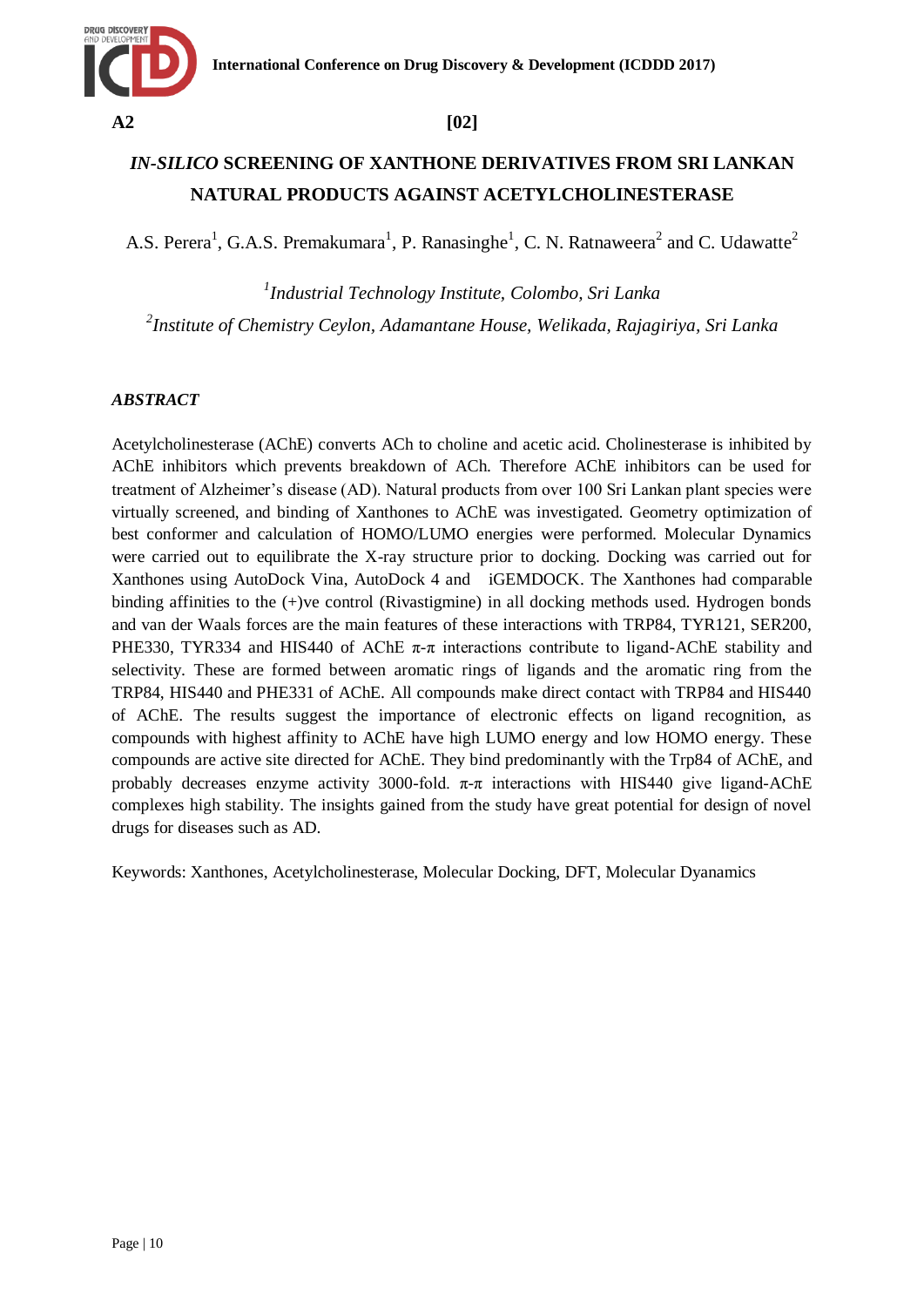A2 [02]

# *IN-SILICO* SCREENING OF XANTHONE DERIVATIVES FROM SRI LANKAN NATURAL PRODUCTS AGAINST ACETYLCHOLINESTERASE

A.S. Perera[1], G.A.S. Premakumara[1], P. Ranasinghe[1], C. N. Ratnaweera[2] and C. Udawatte[2]

[1]*Industrial Technology Institute, Colombo, Sri Lanka*

[2]*Institute of Chemistry Ceylon, Adamantane House, Welikada, Rajagiriya, Sri Lanka*

### *ABSTRACT*

Acetylcholinesterase (AChE) converts ACh to choline and acetic acid. Cholinesterase is inhibited by AChE inhibitors which prevents breakdown of ACh. Therefore AChE inhibitors can be used for treatment of Alzheimer's disease (AD). Natural products from over 100 Sri Lankan plant species were virtually screened, and binding of Xanthones to AChE was investigated. Geometry optimization of best conformer and calculation of HOMO/LUMO energies were performed. Molecular Dynamics were carried out to equilibrate the X-ray structure prior to docking. Docking was carried out for Xanthones using AutoDock Vina, AutoDock 4 and iGEMDOCK. The Xanthones had comparable binding affinities to the (+)ve control (Rivastigmine) in all docking methods used. Hydrogen bonds and van der Waals forces are the main features of these interactions with TRP84, TYR121, SER200, PHE330, TYR334 and HIS440 of AChE $\pi$-$\pi$ interactions contribute to ligand-AChE stability and selectivity. These are formed between aromatic rings of ligands and the aromatic ring from the TRP84, HIS440 and PHE331 of AChE. All compounds make direct contact with TRP84 and HIS440 of AChE. The results suggest the importance of electronic effects on ligand recognition, as compounds with highest affinity to AChE have high LUMO energy and low HOMO energy. These compounds are active site directed for AChE. They bind predominantly with the Trp84 of AChE, and probably decreases enzyme activity 3000-fold. $\pi$-$\pi$ interactions with HIS440 give ligand-AChE complexes high stability. The insights gained from the study have great potential for design of novel drugs for diseases such as AD.

Keywords: Xanthones, Acetylcholinesterase, Molecular Docking, DFT, Molecular Dyanamics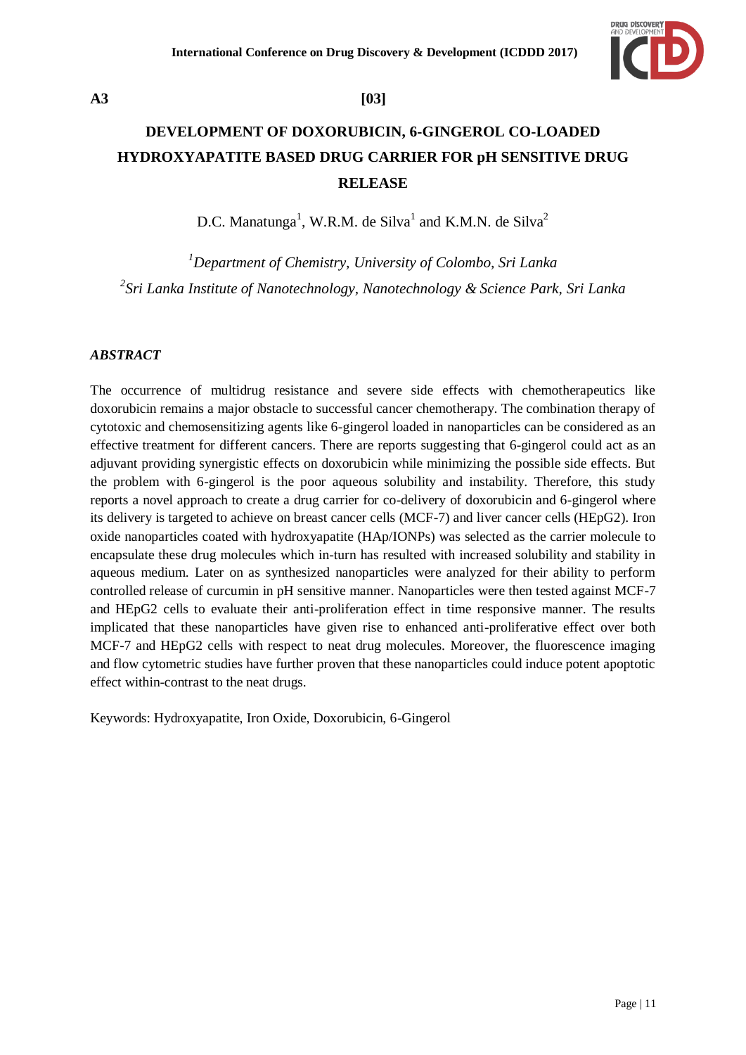**A3** **[03]**

# DEVELOPMENT OF DOXORUBICIN, 6-GINGEROL CO-LOADED HYDROXYAPATITE BASED DRUG CARRIER FOR pH SENSITIVE DRUG RELEASE

D.C. Manatunga[1], W.R.M. de Silva[1] and K.M.N. de Silva[2]

[1]*Department of Chemistry, University of Colombo, Sri Lanka*

[2]*Sri Lanka Institute of Nanotechnology, Nanotechnology & Science Park, Sri Lanka*

### *ABSTRACT*

The occurrence of multidrug resistance and severe side effects with chemotherapeutics like doxorubicin remains a major obstacle to successful cancer chemotherapy. The combination therapy of cytotoxic and chemosensitizing agents like 6-gingerol loaded in nanoparticles can be considered as an effective treatment for different cancers. There are reports suggesting that 6-gingerol could act as an adjuvant providing synergistic effects on doxorubicin while minimizing the possible side effects. But the problem with 6-gingerol is the poor aqueous solubility and instability. Therefore, this study reports a novel approach to create a drug carrier for co-delivery of doxorubicin and 6-gingerol where its delivery is targeted to achieve on breast cancer cells (MCF-7) and liver cancer cells (HEpG2). Iron oxide nanoparticles coated with hydroxyapatite (HAp/IONPs) was selected as the carrier molecule to encapsulate these drug molecules which in-turn has resulted with increased solubility and stability in aqueous medium. Later on as synthesized nanoparticles were analyzed for their ability to perform controlled release of curcumin in pH sensitive manner. Nanoparticles were then tested against MCF-7 and HEpG2 cells to evaluate their anti-proliferation effect in time responsive manner. The results implicated that these nanoparticles have given rise to enhanced anti-proliferative effect over both MCF-7 and HEpG2 cells with respect to neat drug molecules. Moreover, the fluorescence imaging and flow cytometric studies have further proven that these nanoparticles could induce potent apoptotic effect within-contrast to the neat drugs.

Keywords: Hydroxyapatite, Iron Oxide, Doxorubicin, 6-Gingerol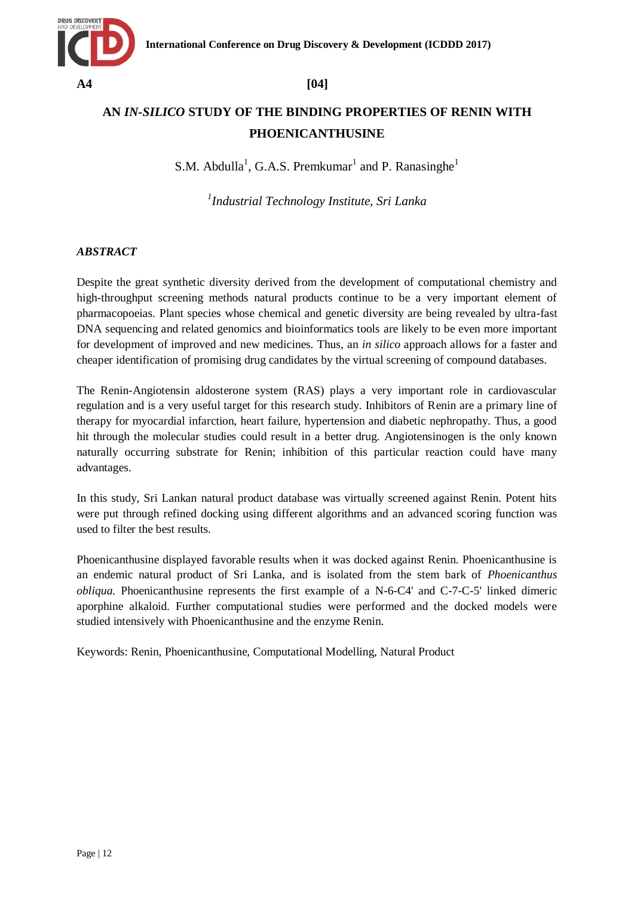**A4** **[04]**

# AN *IN-SILICO* STUDY OF THE BINDING PROPERTIES OF RENIN WITH PHOENICANTHUSINE

S.M. Abdulla[1], G.A.S. Premkumar[1] and P. Ranasinghe[1]

*[1]Industrial Technology Institute, Sri Lanka*

## *ABSTRACT*

Despite the great synthetic diversity derived from the development of computational chemistry and high-throughput screening methods natural products continue to be a very important element of pharmacopoeias. Plant species whose chemical and genetic diversity are being revealed by ultra-fast DNA sequencing and related genomics and bioinformatics tools are likely to be even more important for development of improved and new medicines. Thus, an *in silico* approach allows for a faster and cheaper identification of promising drug candidates by the virtual screening of compound databases.

The Renin-Angiotensin aldosterone system (RAS) plays a very important role in cardiovascular regulation and is a very useful target for this research study. Inhibitors of Renin are a primary line of therapy for myocardial infarction, heart failure, hypertension and diabetic nephropathy. Thus, a good hit through the molecular studies could result in a better drug. Angiotensinogen is the only known naturally occurring substrate for Renin; inhibition of this particular reaction could have many advantages.

In this study, Sri Lankan natural product database was virtually screened against Renin. Potent hits were put through refined docking using different algorithms and an advanced scoring function was used to filter the best results.

Phoenicanthusine displayed favorable results when it was docked against Renin. Phoenicanthusine is an endemic natural product of Sri Lanka, and is isolated from the stem bark of *Phoenicanthus obliqua.* Phoenicanthusine represents the first example of a N-6-C4' and C-7-C-5' linked dimeric aporphine alkaloid. Further computational studies were performed and the docked models were studied intensively with Phoenicanthusine and the enzyme Renin.

Keywords: Renin, Phoenicanthusine, Computational Modelling, Natural Product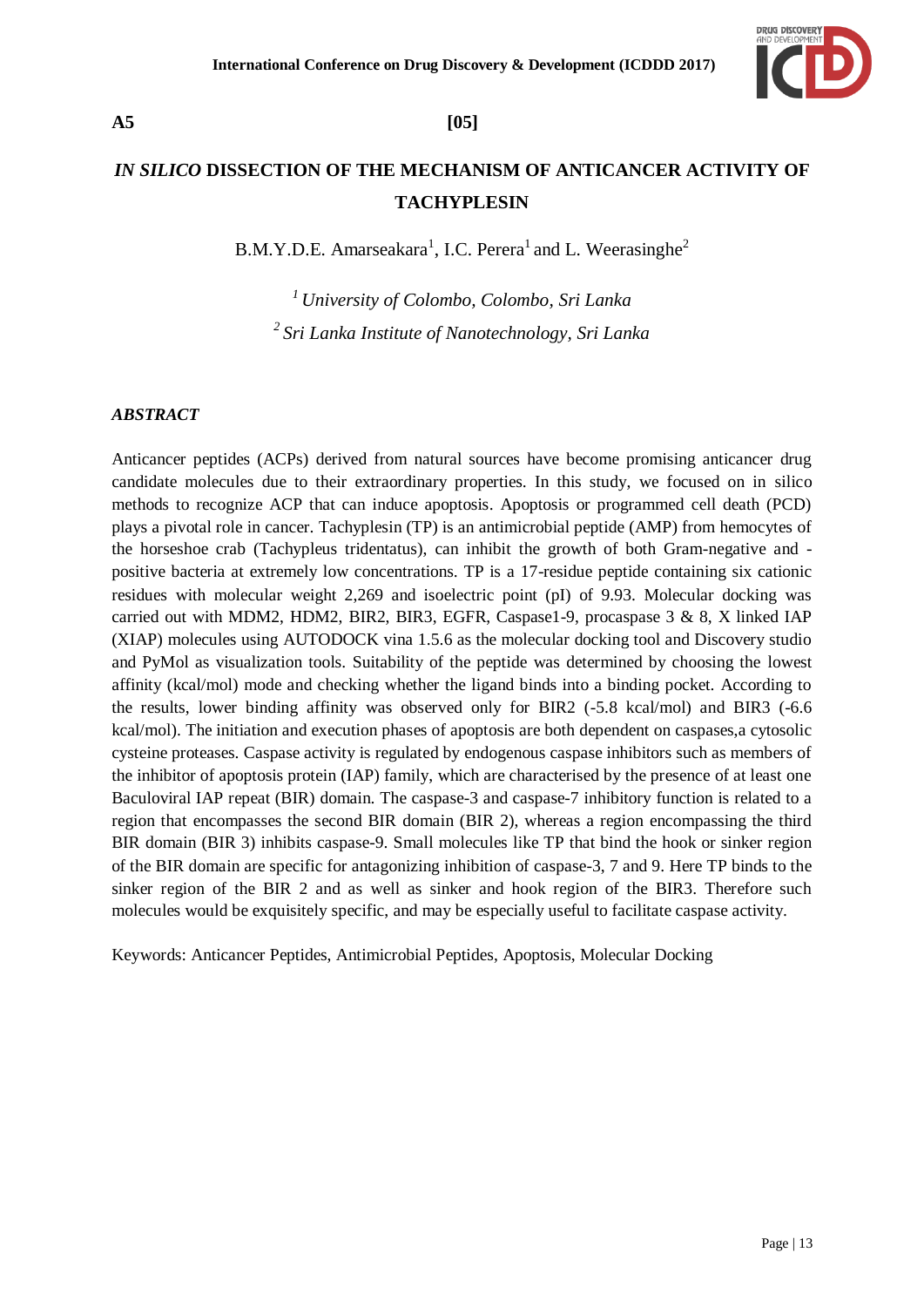**A5** **[05]**

# *IN SILICO* DISSECTION OF THE MECHANISM OF ANTICANCER ACTIVITY OF TACHYPLESIN

B.M.Y.D.E. Amarseakara[1], I.C. Perera[1] and L. Weerasinghe[2]

[1] *University of Colombo, Colombo, Sri Lanka*

[2] *Sri Lanka Institute of Nanotechnology, Sri Lanka*

## *ABSTRACT*

Anticancer peptides (ACPs) derived from natural sources have become promising anticancer drug candidate molecules due to their extraordinary properties. In this study, we focused on in silico methods to recognize ACP that can induce apoptosis. Apoptosis or programmed cell death (PCD) plays a pivotal role in cancer. Tachyplesin (TP) is an antimicrobial peptide (AMP) from hemocytes of the horseshoe crab (Tachypleus tridentatus), can inhibit the growth of both Gram-negative and -positive bacteria at extremely low concentrations. TP is a 17-residue peptide containing six cationic residues with molecular weight 2,269 and isoelectric point (pI) of 9.93. Molecular docking was carried out with MDM2, HDM2, BIR2, BIR3, EGFR, Caspase1-9, procaspase 3 & 8, X linked IAP (XIAP) molecules using AUTODOCK vina 1.5.6 as the molecular docking tool and Discovery studio and PyMol as visualization tools. Suitability of the peptide was determined by choosing the lowest affinity (kcal/mol) mode and checking whether the ligand binds into a binding pocket. According to the results, lower binding affinity was observed only for BIR2 (-5.8 kcal/mol) and BIR3 (-6.6 kcal/mol). The initiation and execution phases of apoptosis are both dependent on caspases,a cytosolic cysteine proteases. Caspase activity is regulated by endogenous caspase inhibitors such as members of the inhibitor of apoptosis protein (IAP) family, which are characterised by the presence of at least one Baculoviral IAP repeat (BIR) domain. The caspase-3 and caspase-7 inhibitory function is related to a region that encompasses the second BIR domain (BIR 2), whereas a region encompassing the third BIR domain (BIR 3) inhibits caspase-9. Small molecules like TP that bind the hook or sinker region of the BIR domain are specific for antagonizing inhibition of caspase-3, 7 and 9. Here TP binds to the sinker region of the BIR 2 and as well as sinker and hook region of the BIR3. Therefore such molecules would be exquisitely specific, and may be especially useful to facilitate caspase activity.

Keywords: Anticancer Peptides, Antimicrobial Peptides, Apoptosis, Molecular Docking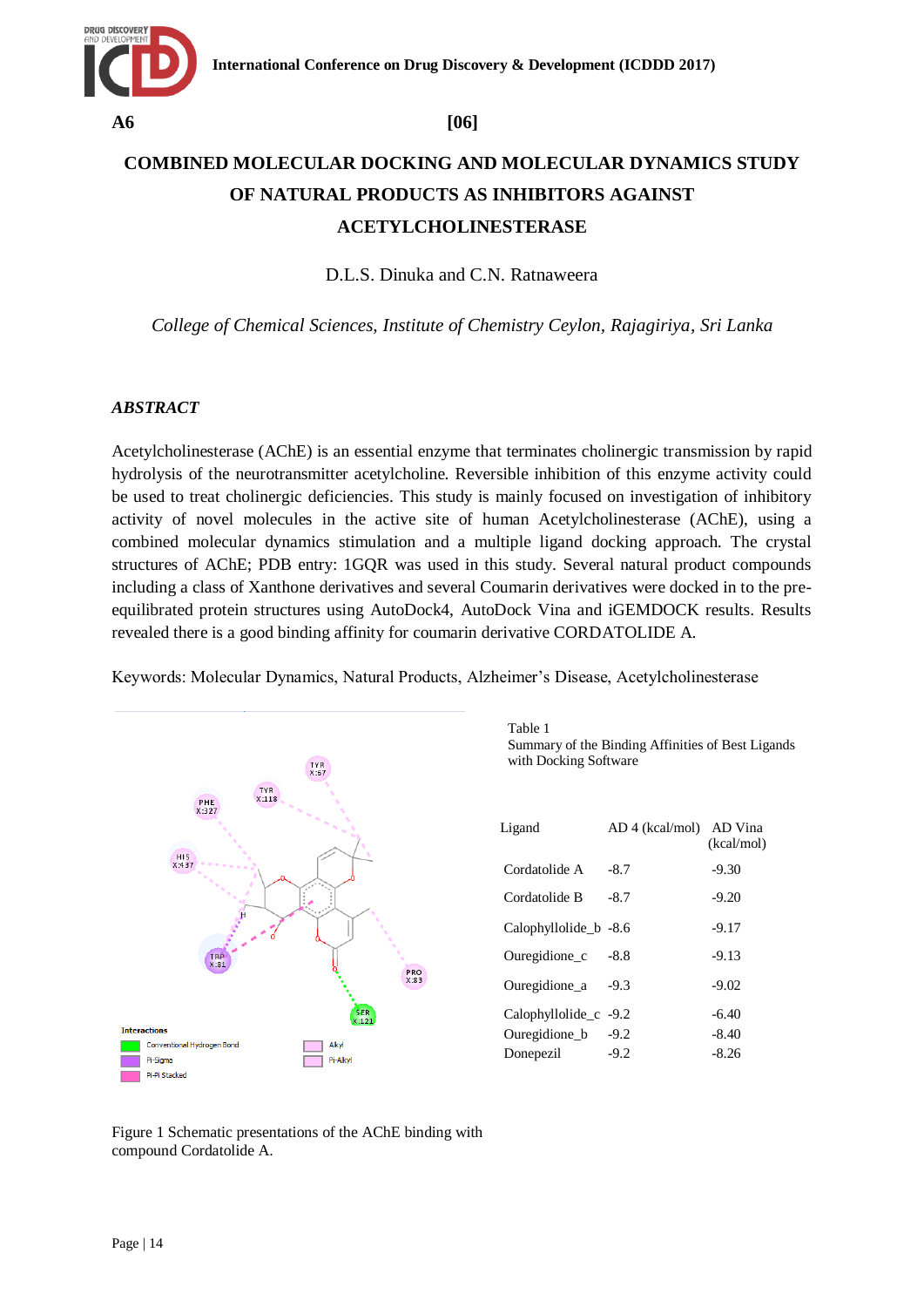A6 [06]

# COMBINED MOLECULAR DOCKING AND MOLECULAR DYNAMICS STUDY OF NATURAL PRODUCTS AS INHIBITORS AGAINST ACETYLCHOLINESTERASE

D.L.S. Dinuka and C.N. Ratnaweera

*College of Chemical Sciences, Institute of Chemistry Ceylon, Rajagiriya, Sri Lanka*

## *ABSTRACT*

Acetylcholinesterase (AChE) is an essential enzyme that terminates cholinergic transmission by rapid hydrolysis of the neurotransmitter acetylcholine. Reversible inhibition of this enzyme activity could be used to treat cholinergic deficiencies. This study is mainly focused on investigation of inhibitory activity of novel molecules in the active site of human Acetylcholinesterase (AChE), using a combined molecular dynamics stimulation and a multiple ligand docking approach. The crystal structures of AChE; PDB entry: 1GQR was used in this study. Several natural product compounds including a class of Xanthone derivatives and several Coumarin derivatives were docked in to the pre-equilibrated protein structures using AutoDock4, AutoDock Vina and iGEMDOCK results. Results revealed there is a good binding affinity for coumarin derivative CORDATOLIDE A.

Keywords: Molecular Dynamics, Natural Products, Alzheimer's Disease, Acetylcholinesterase

Figure 1 Schematic presentations of the AChE binding with compound Cordatolide A.

Table 1
Summary of the Binding Affinities of Best Ligands with Docking Software

| Ligand | AD 4 (kcal/mol) | AD Vina (kcal/mol) |
|---|---|---|
| Cordatolide A | -8.7 | -9.30 |
| Cordatolide B | -8.7 | -9.20 |
| Calophyllolide_b | -8.6 | -9.17 |
| Ouregidione_c | -8.8 | -9.13 |
| Ouregidione_a | -9.3 | -9.02 |
| Calophyllolide_c | -9.2 | -6.40 |
| Ouregidione_b | -9.2 | -8.40 |
| Donepezil | -9.2 | -8.26 |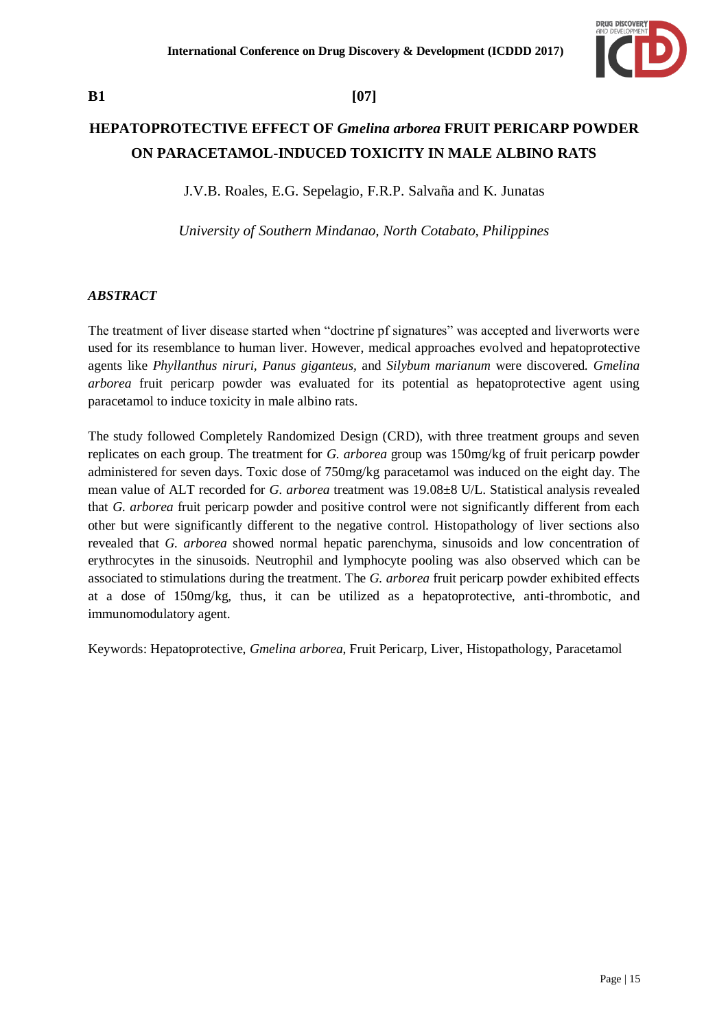**B1** **[07]**

# HEPATOPROTECTIVE EFFECT OF *Gmelina arborea* FRUIT PERICARP POWDER ON PARACETAMOL-INDUCED TOXICITY IN MALE ALBINO RATS

J.V.B. Roales, E.G. Sepelagio, F.R.P. Salvaña and K. Junatas

*University of Southern Mindanao, North Cotabato, Philippines*

### *ABSTRACT*

The treatment of liver disease started when "doctrine pf signatures" was accepted and liverworts were used for its resemblance to human liver. However, medical approaches evolved and hepatoprotective agents like *Phyllanthus niruri, Panus giganteus,* and *Silybum marianum* were discovered. *Gmelina arborea* fruit pericarp powder was evaluated for its potential as hepatoprotective agent using paracetamol to induce toxicity in male albino rats.

The study followed Completely Randomized Design (CRD), with three treatment groups and seven replicates on each group. The treatment for *G. arborea* group was 150mg/kg of fruit pericarp powder administered for seven days. Toxic dose of 750mg/kg paracetamol was induced on the eight day. The mean value of ALT recorded for *G. arborea* treatment was 19.08±8 U/L. Statistical analysis revealed that *G. arborea* fruit pericarp powder and positive control were not significantly different from each other but were significantly different to the negative control. Histopathology of liver sections also revealed that *G. arborea* showed normal hepatic parenchyma, sinusoids and low concentration of erythrocytes in the sinusoids. Neutrophil and lymphocyte pooling was also observed which can be associated to stimulations during the treatment. The *G. arborea* fruit pericarp powder exhibited effects at a dose of 150mg/kg, thus, it can be utilized as a hepatoprotective, anti-thrombotic, and immunomodulatory agent.

Keywords: Hepatoprotective, *Gmelina arborea*, Fruit Pericarp, Liver, Histopathology, Paracetamol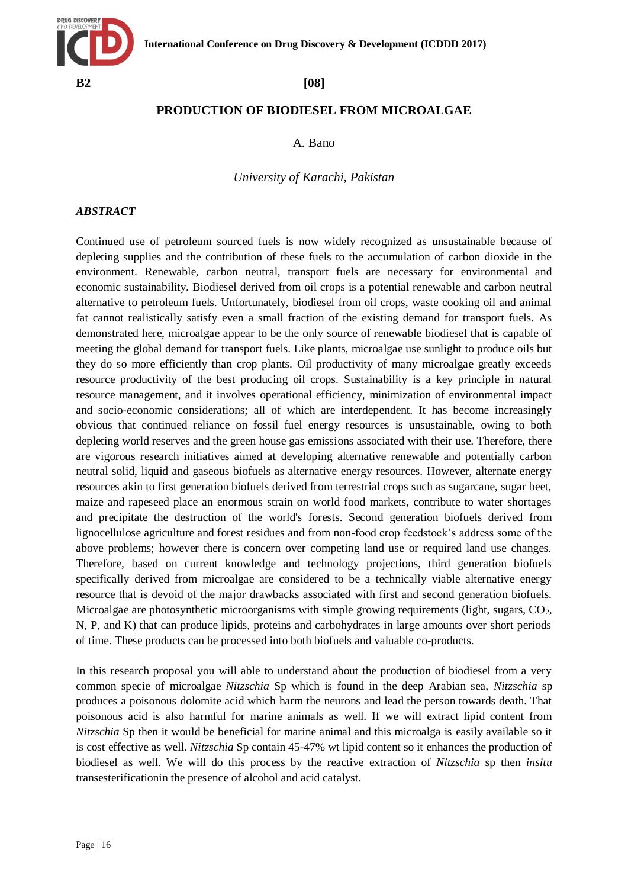**B2** **[08]**

# PRODUCTION OF BIODIESEL FROM MICROALGAE

A. Bano

*University of Karachi, Pakistan*

***ABSTRACT***

Continued use of petroleum sourced fuels is now widely recognized as unsustainable because of depleting supplies and the contribution of these fuels to the accumulation of carbon dioxide in the environment. Renewable, carbon neutral, transport fuels are necessary for environmental and economic sustainability. Biodiesel derived from oil crops is a potential renewable and carbon neutral alternative to petroleum fuels. Unfortunately, biodiesel from oil crops, waste cooking oil and animal fat cannot realistically satisfy even a small fraction of the existing demand for transport fuels. As demonstrated here, microalgae appear to be the only source of renewable biodiesel that is capable of meeting the global demand for transport fuels. Like plants, microalgae use sunlight to produce oils but they do so more efficiently than crop plants. Oil productivity of many microalgae greatly exceeds resource productivity of the best producing oil crops. Sustainability is a key principle in natural resource management, and it involves operational efficiency, minimization of environmental impact and socio-economic considerations; all of which are interdependent. It has become increasingly obvious that continued reliance on fossil fuel energy resources is unsustainable, owing to both depleting world reserves and the green house gas emissions associated with their use. Therefore, there are vigorous research initiatives aimed at developing alternative renewable and potentially carbon neutral solid, liquid and gaseous biofuels as alternative energy resources. However, alternate energy resources akin to first generation biofuels derived from terrestrial crops such as sugarcane, sugar beet, maize and rapeseed place an enormous strain on world food markets, contribute to water shortages and precipitate the destruction of the world's forests. Second generation biofuels derived from lignocellulose agriculture and forest residues and from non-food crop feedstock's address some of the above problems; however there is concern over competing land use or required land use changes. Therefore, based on current knowledge and technology projections, third generation biofuels specifically derived from microalgae are considered to be a technically viable alternative energy resource that is devoid of the major drawbacks associated with first and second generation biofuels. Microalgae are photosynthetic microorganisms with simple growing requirements (light, sugars, $CO_2$, N, P, and K) that can produce lipids, proteins and carbohydrates in large amounts over short periods of time. These products can be processed into both biofuels and valuable co-products.

In this research proposal you will able to understand about the production of biodiesel from a very common specie of microalgae *Nitzschia* Sp which is found in the deep Arabian sea, *Nitzschia* sp produces a poisonous dolomite acid which harm the neurons and lead the person towards death. That poisonous acid is also harmful for marine animals as well. If we will extract lipid content from *Nitzschia* Sp then it would be beneficial for marine animal and this microalga is easily available so it is cost effective as well. *Nitzschia* Sp contain 45-47% wt lipid content so it enhances the production of biodiesel as well. We will do this process by the reactive extraction of *Nitzschia* sp then *insitu* transesterificationin the presence of alcohol and acid catalyst.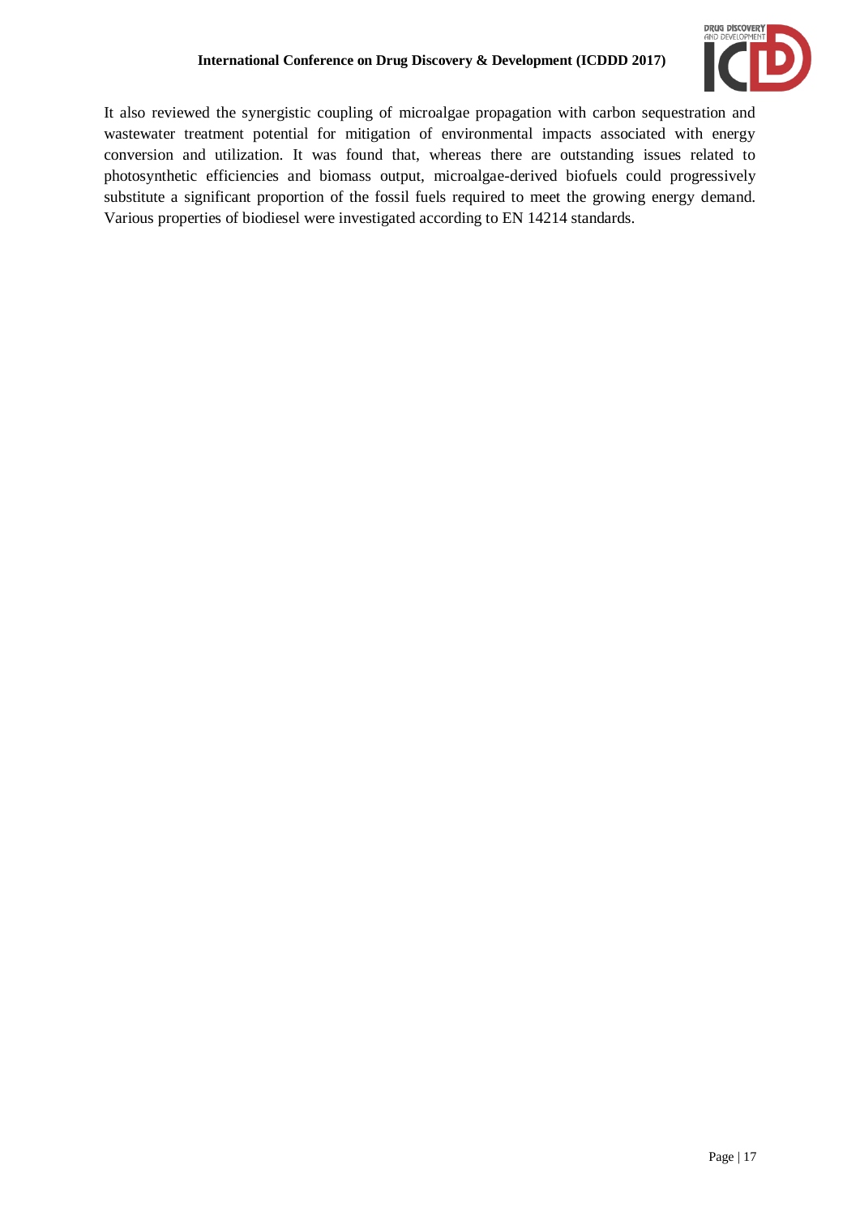It also reviewed the synergistic coupling of microalgae propagation with carbon sequestration and wastewater treatment potential for mitigation of environmental impacts associated with energy conversion and utilization. It was found that, whereas there are outstanding issues related to photosynthetic efficiencies and biomass output, microalgae-derived biofuels could progressively substitute a significant proportion of the fossil fuels required to meet the growing energy demand. Various properties of biodiesel were investigated according to EN 14214 standards.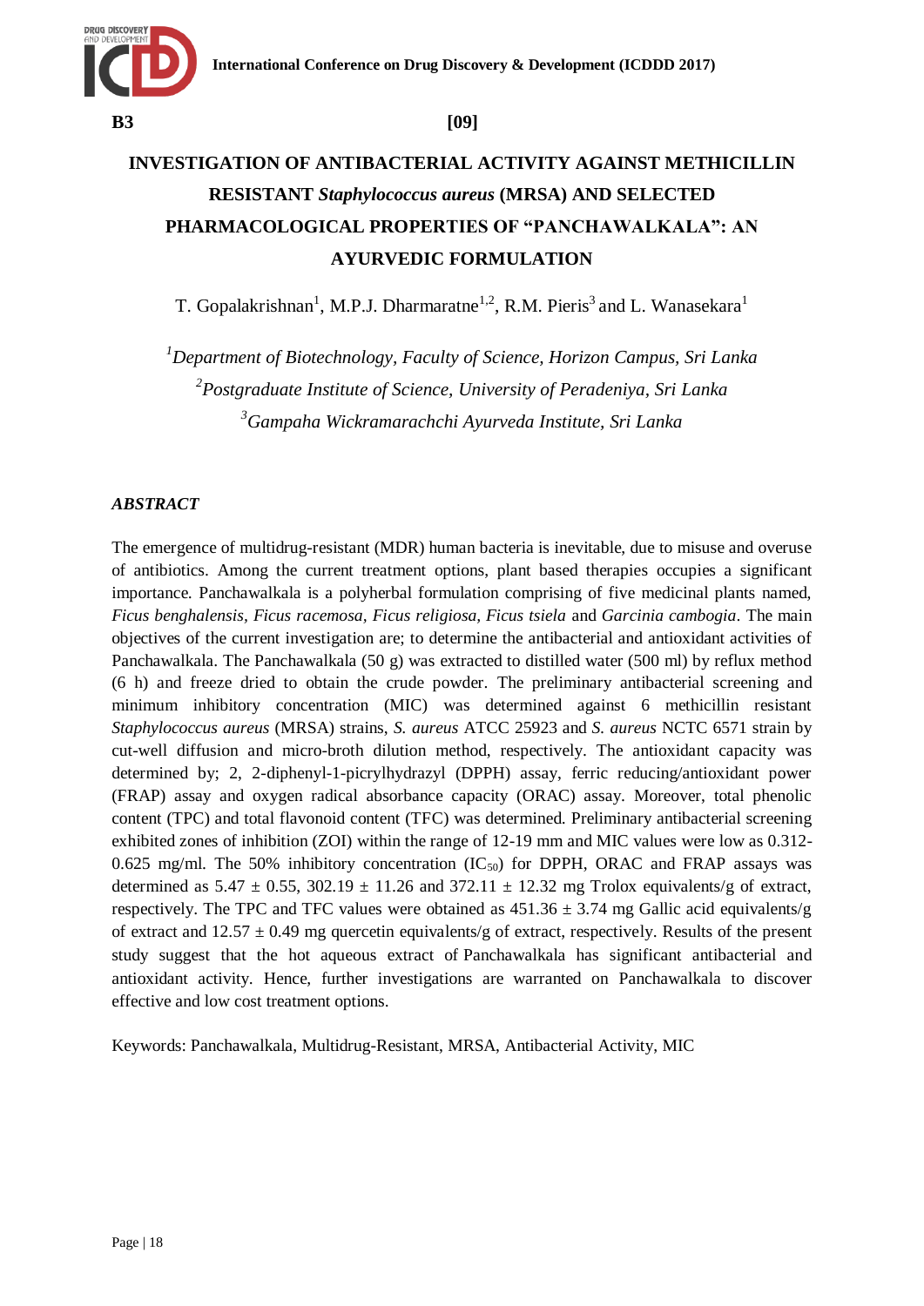B3 [09]

# INVESTIGATION OF ANTIBACTERIAL ACTIVITY AGAINST METHICILLIN RESISTANT *Staphylococcus aureus* (MRSA) AND SELECTED PHARMACOLOGICAL PROPERTIES OF "PANCHAWALKALA": AN AYURVEDIC FORMULATION

T. Gopalakrishnan[1], M.P.J. Dharmaratne[1,2], R.M. Pieris[3] and L. Wanasekara[1]

[1]*Department of Biotechnology, Faculty of Science, Horizon Campus, Sri Lanka*
[2]*Postgraduate Institute of Science, University of Peradeniya, Sri Lanka*
[3]*Gampaha Wickramarachchi Ayurveda Institute, Sri Lanka*

## *ABSTRACT*

The emergence of multidrug-resistant (MDR) human bacteria is inevitable, due to misuse and overuse of antibiotics. Among the current treatment options, plant based therapies occupies a significant importance. Panchawalkala is a polyherbal formulation comprising of five medicinal plants named, *Ficus benghalensis, Ficus racemosa, Ficus religiosa, Ficus tsiela* and *Garcinia cambogia*. The main objectives of the current investigation are; to determine the antibacterial and antioxidant activities of Panchawalkala. The Panchawalkala (50 g) was extracted to distilled water (500 ml) by reflux method (6 h) and freeze dried to obtain the crude powder. The preliminary antibacterial screening and minimum inhibitory concentration (MIC) was determined against 6 methicillin resistant *Staphylococcus aureus* (MRSA) strains, *S. aureus* ATCC 25923 and *S. aureus* NCTC 6571 strain by cut-well diffusion and micro-broth dilution method, respectively. The antioxidant capacity was determined by; 2, 2-diphenyl-1-picrylhydrazyl (DPPH) assay, ferric reducing/antioxidant power (FRAP) assay and oxygen radical absorbance capacity (ORAC) assay. Moreover, total phenolic content (TPC) and total flavonoid content (TFC) was determined. Preliminary antibacterial screening exhibited zones of inhibition (ZOI) within the range of 12-19 mm and MIC values were low as 0.312-0.625 mg/ml. The 50% inhibitory concentration ($IC_{50}$) for DPPH, ORAC and FRAP assays was determined as $5.47 \pm 0.55$, $302.19 \pm 11.26$ and $372.11 \pm 12.32$ mg Trolox equivalents/g of extract, respectively. The TPC and TFC values were obtained as $451.36 \pm 3.74$ mg Gallic acid equivalents/g of extract and $12.57 \pm 0.49$ mg quercetin equivalents/g of extract, respectively. Results of the present study suggest that the hot aqueous extract of Panchawalkala has significant antibacterial and antioxidant activity. Hence, further investigations are warranted on Panchawalkala to discover effective and low cost treatment options.

Keywords: Panchawalkala, Multidrug-Resistant, MRSA, Antibacterial Activity, MIC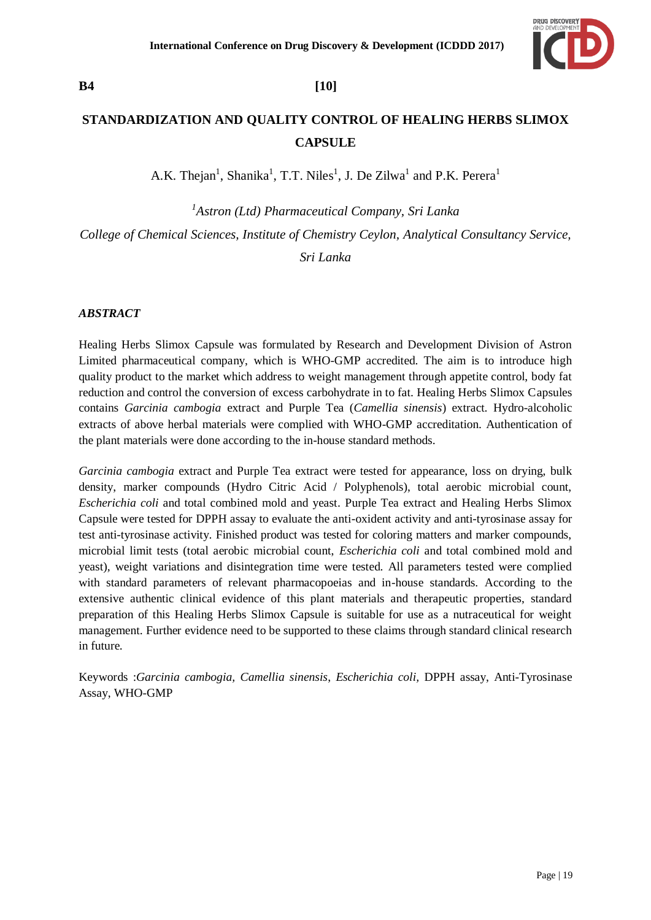**B4** **[10]**

# STANDARDIZATION AND QUALITY CONTROL OF HEALING HERBS SLIMOX CAPSULE

A.K. Thejan[1], Shanika[1], T.T. Niles[1], J. De Zilwa[1] and P.K. Perera[1]

*[1]Astron (Ltd) Pharmaceutical Company, Sri Lanka*

*College of Chemical Sciences, Institute of Chemistry Ceylon, Analytical Consultancy Service, Sri Lanka*

### *ABSTRACT*

Healing Herbs Slimox Capsule was formulated by Research and Development Division of Astron Limited pharmaceutical company, which is WHO-GMP accredited. The aim is to introduce high quality product to the market which address to weight management through appetite control, body fat reduction and control the conversion of excess carbohydrate in to fat. Healing Herbs Slimox Capsules contains *Garcinia cambogia* extract and Purple Tea (*Camellia sinensis*) extract. Hydro-alcoholic extracts of above herbal materials were complied with WHO-GMP accreditation. Authentication of the plant materials were done according to the in-house standard methods.

*Garcinia cambogia* extract and Purple Tea extract were tested for appearance, loss on drying, bulk density, marker compounds (Hydro Citric Acid / Polyphenols), total aerobic microbial count, *Escherichia coli* and total combined mold and yeast. Purple Tea extract and Healing Herbs Slimox Capsule were tested for DPPH assay to evaluate the anti-oxident activity and anti-tyrosinase assay for test anti-tyrosinase activity. Finished product was tested for coloring matters and marker compounds, microbial limit tests (total aerobic microbial count, *Escherichia coli* and total combined mold and yeast), weight variations and disintegration time were tested. All parameters tested were complied with standard parameters of relevant pharmacopoeias and in-house standards. According to the extensive authentic clinical evidence of this plant materials and therapeutic properties, standard preparation of this Healing Herbs Slimox Capsule is suitable for use as a nutraceutical for weight management. Further evidence need to be supported to these claims through standard clinical research in future.

Keywords :*Garcinia cambogia, Camellia sinensis*, *Escherichia coli,* DPPH assay, Anti-Tyrosinase Assay, WHO-GMP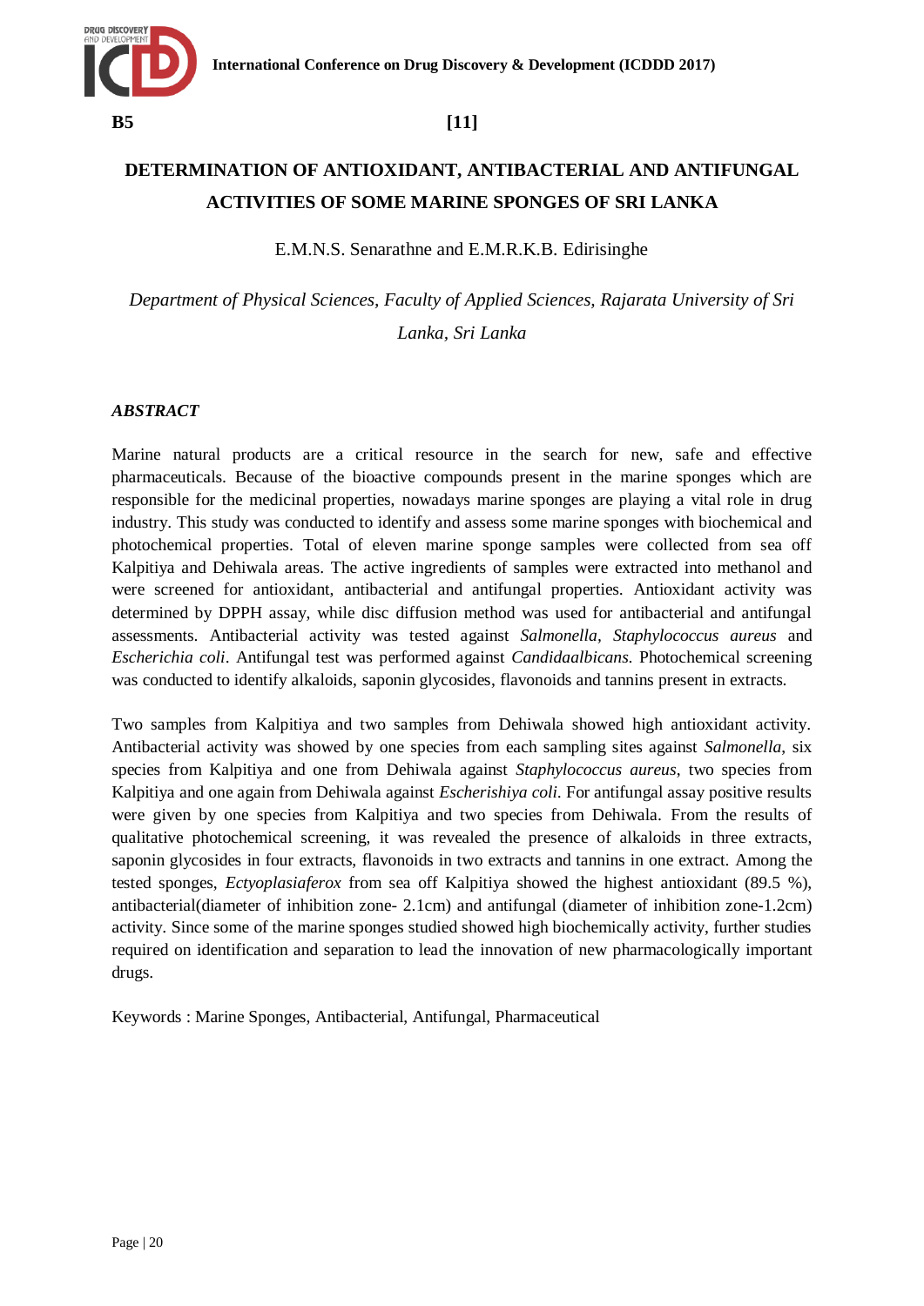**B5** **[11]**

# DETERMINATION OF ANTIOXIDANT, ANTIBACTERIAL AND ANTIFUNGAL ACTIVITIES OF SOME MARINE SPONGES OF SRI LANKA

E.M.N.S. Senarathne and E.M.R.K.B. Edirisinghe

*Department of Physical Sciences, Faculty of Applied Sciences, Rajarata University of Sri Lanka, Sri Lanka*

## *ABSTRACT*

Marine natural products are a critical resource in the search for new, safe and effective pharmaceuticals. Because of the bioactive compounds present in the marine sponges which are responsible for the medicinal properties, nowadays marine sponges are playing a vital role in drug industry. This study was conducted to identify and assess some marine sponges with biochemical and photochemical properties. Total of eleven marine sponge samples were collected from sea off Kalpitiya and Dehiwala areas. The active ingredients of samples were extracted into methanol and were screened for antioxidant, antibacterial and antifungal properties. Antioxidant activity was determined by DPPH assay, while disc diffusion method was used for antibacterial and antifungal assessments. Antibacterial activity was tested against *Salmonella*, *Staphylococcus aureus* and *Escherichia coli*. Antifungal test was performed against *Candidaalbicans*. Photochemical screening was conducted to identify alkaloids, saponin glycosides, flavonoids and tannins present in extracts.

Two samples from Kalpitiya and two samples from Dehiwala showed high antioxidant activity. Antibacterial activity was showed by one species from each sampling sites against *Salmonella*, six species from Kalpitiya and one from Dehiwala against *Staphylococcus aureus*, two species from Kalpitiya and one again from Dehiwala against *Escherishiya coli*. For antifungal assay positive results were given by one species from Kalpitiya and two species from Dehiwala. From the results of qualitative photochemical screening, it was revealed the presence of alkaloids in three extracts, saponin glycosides in four extracts, flavonoids in two extracts and tannins in one extract. Among the tested sponges, *Ectyoplasiaferox* from sea off Kalpitiya showed the highest antioxidant (89.5 %), antibacterial(diameter of inhibition zone- 2.1cm) and antifungal (diameter of inhibition zone-1.2cm) activity. Since some of the marine sponges studied showed high biochemically activity, further studies required on identification and separation to lead the innovation of new pharmacologically important drugs.

Keywords : Marine Sponges, Antibacterial, Antifungal, Pharmaceutical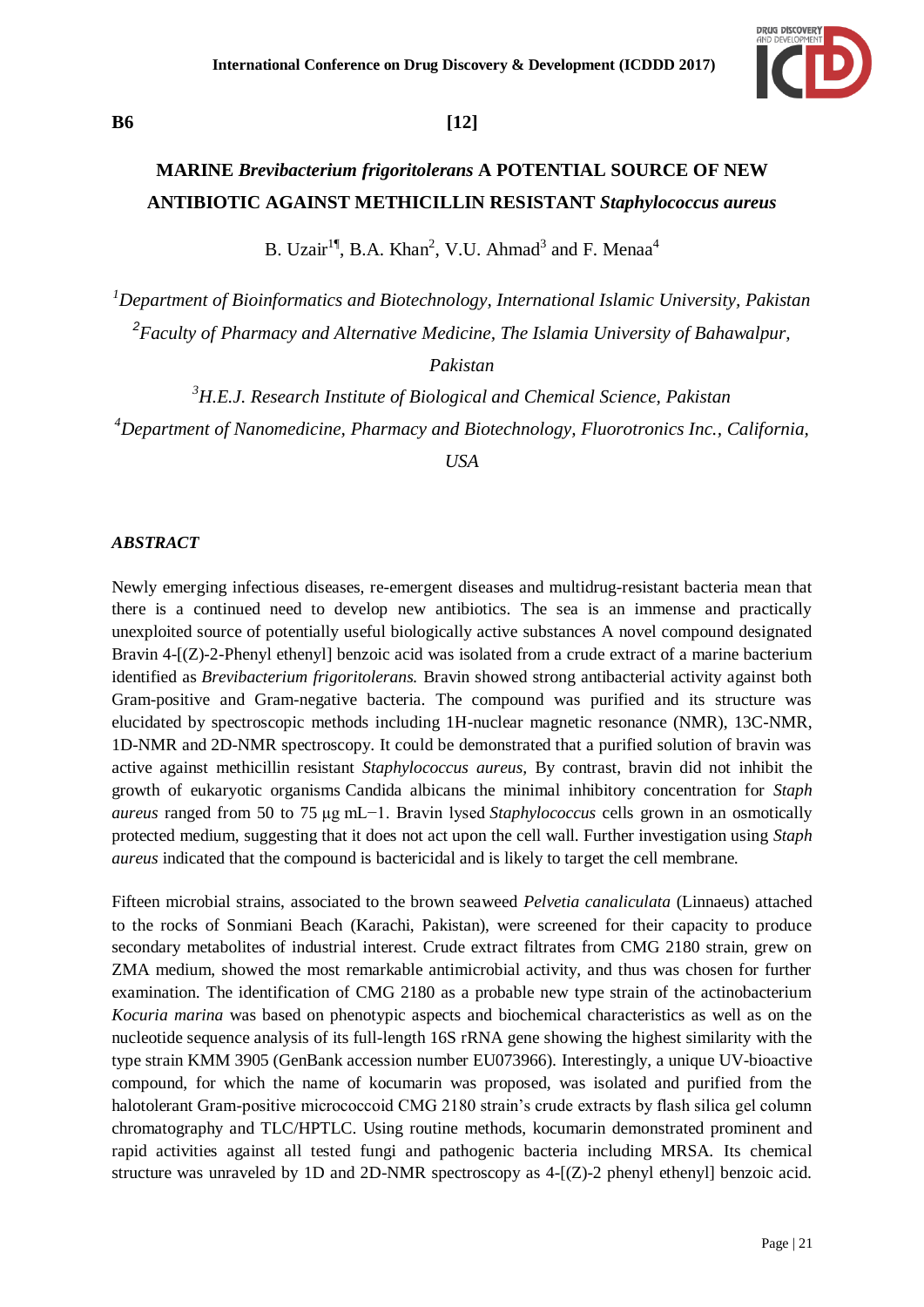**B6** **[12]**

# MARINE *Brevibacterium frigoritolerans* A POTENTIAL SOURCE OF NEW ANTIBIOTIC AGAINST METHICILLIN RESISTANT *Staphylococcus aureus*

B. Uzair[1¶], B.A. Khan[2], V.U. Ahmad[3] and F. Menaa[4]

[1]*Department of Bioinformatics and Biotechnology, International Islamic University, Pakistan*

[2]*Faculty of Pharmacy and Alternative Medicine, The Islamia University of Bahawalpur, Pakistan*

[3]*H.E.J. Research Institute of Biological and Chemical Science, Pakistan*

[4]*Department of Nanomedicine, Pharmacy and Biotechnology, Fluorotronics Inc., California, USA*

### *ABSTRACT*

Newly emerging infectious diseases, re-emergent diseases and multidrug-resistant bacteria mean that there is a continued need to develop new antibiotics. The sea is an immense and practically unexploited source of potentially useful biologically active substances A novel compound designated Bravin 4-[(Z)-2-Phenyl ethenyl] benzoic acid was isolated from a crude extract of a marine bacterium identified as *Brevibacterium frigoritolerans.* Bravin showed strong antibacterial activity against both Gram-positive and Gram-negative bacteria. The compound was purified and its structure was elucidated by spectroscopic methods including 1H-nuclear magnetic resonance (NMR), 13C-NMR, 1D-NMR and 2D-NMR spectroscopy. It could be demonstrated that a purified solution of bravin was active against methicillin resistant *Staphylococcus aureus,* By contrast, bravin did not inhibit the growth of eukaryotic organisms Candida albicans the minimal inhibitory concentration for *Staph aureus* ranged from 50 to 75 µg mL−1. Bravin lysed *Staphylococcus* cells grown in an osmotically protected medium, suggesting that it does not act upon the cell wall. Further investigation using *Staph aureus* indicated that the compound is bactericidal and is likely to target the cell membrane.

Fifteen microbial strains, associated to the brown seaweed *Pelvetia canaliculata* (Linnaeus) attached to the rocks of Sonmiani Beach (Karachi, Pakistan), were screened for their capacity to produce secondary metabolites of industrial interest. Crude extract filtrates from CMG 2180 strain, grew on ZMA medium, showed the most remarkable antimicrobial activity, and thus was chosen for further examination. The identification of CMG 2180 as a probable new type strain of the actinobacterium *Kocuria marina* was based on phenotypic aspects and biochemical characteristics as well as on the nucleotide sequence analysis of its full-length 16S rRNA gene showing the highest similarity with the type strain KMM 3905 (GenBank accession number EU073966). Interestingly, a unique UV-bioactive compound, for which the name of kocumarin was proposed, was isolated and purified from the halotolerant Gram-positive micrococcoid CMG 2180 strain's crude extracts by flash silica gel column chromatography and TLC/HPTLC. Using routine methods, kocumarin demonstrated prominent and rapid activities against all tested fungi and pathogenic bacteria including MRSA. Its chemical structure was unraveled by 1D and 2D-NMR spectroscopy as 4-[(Z)-2 phenyl ethenyl] benzoic acid.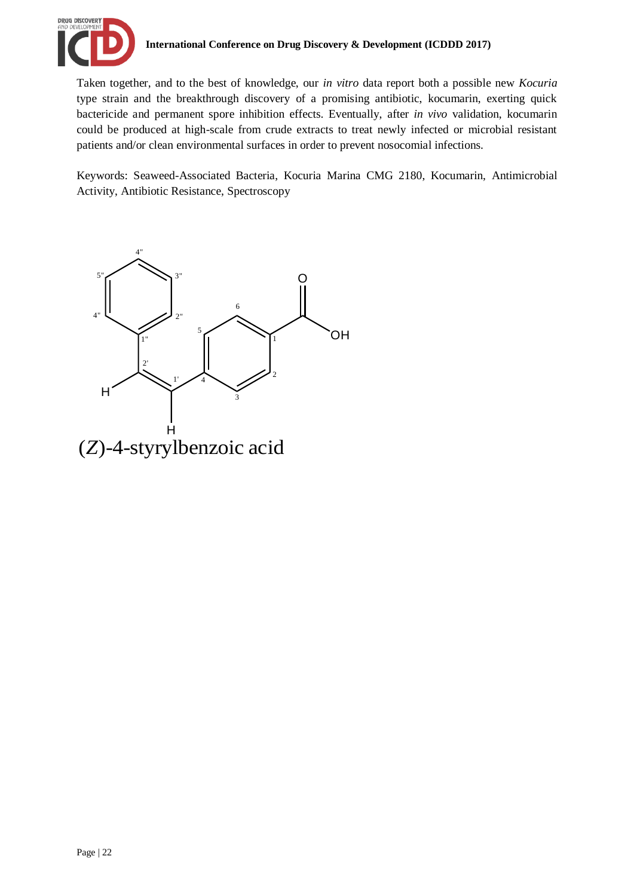Taken together, and to the best of knowledge, our *in vitro* data report both a possible new *Kocuria* type strain and the breakthrough discovery of a promising antibiotic, kocumarin, exerting quick bactericide and permanent spore inhibition effects. Eventually, after *in vivo* validation, kocumarin could be produced at high-scale from crude extracts to treat newly infected or microbial resistant patients and/or clean environmental surfaces in order to prevent nosocomial infections.

Keywords: Seaweed-Associated Bacteria, Kocuria Marina CMG 2180, Kocumarin, Antimicrobial Activity, Antibiotic Resistance, Spectroscopy

(*Z*)-4-styrylbenzoic acid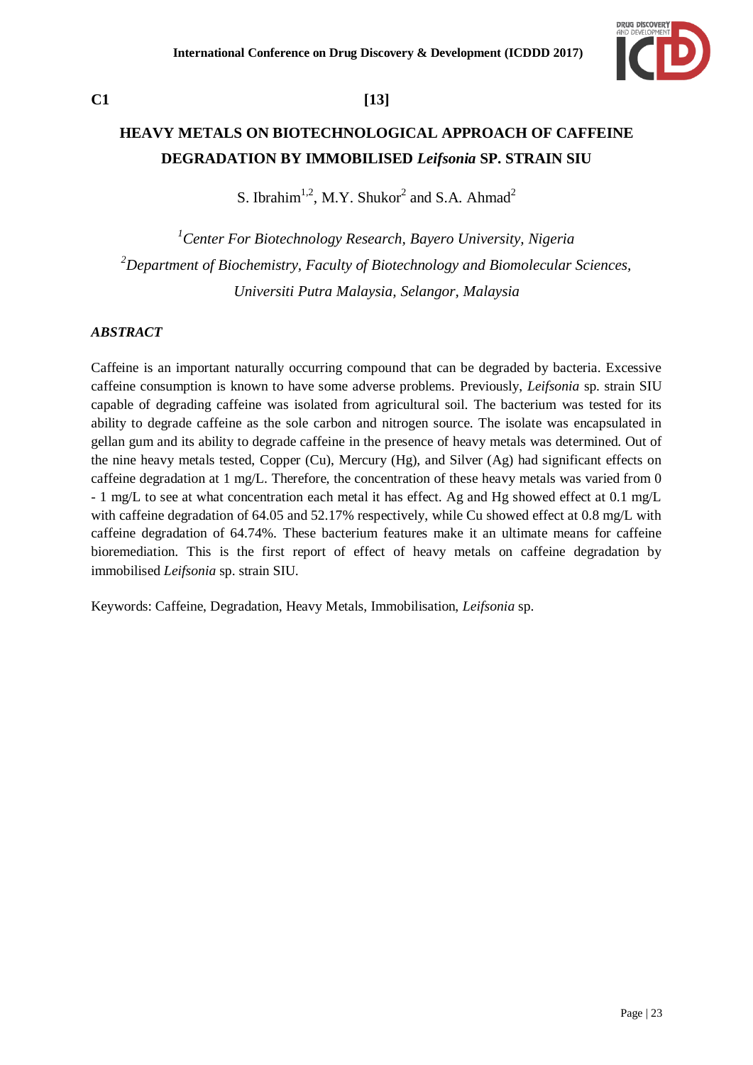**C1** **[13]**

# HEAVY METALS ON BIOTECHNOLOGICAL APPROACH OF CAFFEINE DEGRADATION BY IMMOBILISED *Leifsonia* SP. STRAIN SIU

S. Ibrahim[1,2], M.Y. Shukor[2] and S.A. Ahmad[2]

*[1]Center For Biotechnology Research, Bayero University, Nigeria*
*[2]Department of Biochemistry, Faculty of Biotechnology and Biomolecular Sciences, Universiti Putra Malaysia, Selangor, Malaysia*

***ABSTRACT***

Caffeine is an important naturally occurring compound that can be degraded by bacteria. Excessive caffeine consumption is known to have some adverse problems. Previously, *Leifsonia* sp. strain SIU capable of degrading caffeine was isolated from agricultural soil. The bacterium was tested for its ability to degrade caffeine as the sole carbon and nitrogen source. The isolate was encapsulated in gellan gum and its ability to degrade caffeine in the presence of heavy metals was determined. Out of the nine heavy metals tested, Copper (Cu), Mercury (Hg), and Silver (Ag) had significant effects on caffeine degradation at 1 mg/L. Therefore, the concentration of these heavy metals was varied from 0 - 1 mg/L to see at what concentration each metal it has effect. Ag and Hg showed effect at 0.1 mg/L with caffeine degradation of 64.05 and 52.17% respectively, while Cu showed effect at 0.8 mg/L with caffeine degradation of 64.74%. These bacterium features make it an ultimate means for caffeine bioremediation. This is the first report of effect of heavy metals on caffeine degradation by immobilised *Leifsonia* sp. strain SIU.

Keywords: Caffeine, Degradation, Heavy Metals, Immobilisation, *Leifsonia* sp.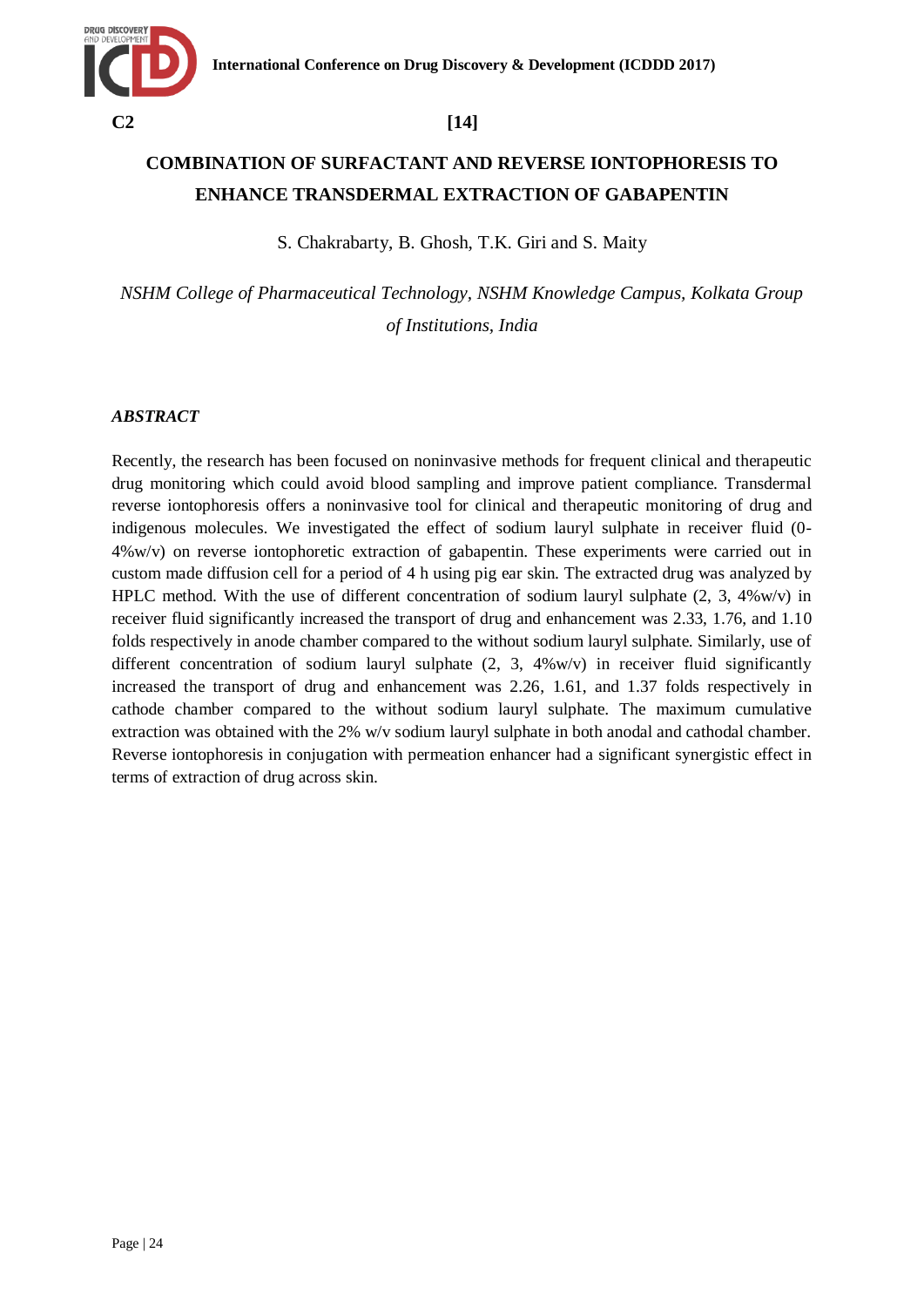**C2** **[14]**

# COMBINATION OF SURFACTANT AND REVERSE IONTOPHORESIS TO ENHANCE TRANSDERMAL EXTRACTION OF GABAPENTIN

S. Chakrabarty, B. Ghosh, T.K. Giri and S. Maity

*NSHM College of Pharmaceutical Technology, NSHM Knowledge Campus, Kolkata Group of Institutions, India*

## *ABSTRACT*

Recently, the research has been focused on noninvasive methods for frequent clinical and therapeutic drug monitoring which could avoid blood sampling and improve patient compliance. Transdermal reverse iontophoresis offers a noninvasive tool for clinical and therapeutic monitoring of drug and indigenous molecules. We investigated the effect of sodium lauryl sulphate in receiver fluid (0-4%w/v) on reverse iontophoretic extraction of gabapentin. These experiments were carried out in custom made diffusion cell for a period of 4 h using pig ear skin. The extracted drug was analyzed by HPLC method. With the use of different concentration of sodium lauryl sulphate (2, 3, 4%w/v) in receiver fluid significantly increased the transport of drug and enhancement was 2.33, 1.76, and 1.10 folds respectively in anode chamber compared to the without sodium lauryl sulphate. Similarly, use of different concentration of sodium lauryl sulphate (2, 3, 4%w/v) in receiver fluid significantly increased the transport of drug and enhancement was 2.26, 1.61, and 1.37 folds respectively in cathode chamber compared to the without sodium lauryl sulphate. The maximum cumulative extraction was obtained with the 2% w/v sodium lauryl sulphate in both anodal and cathodal chamber. Reverse iontophoresis in conjugation with permeation enhancer had a significant synergistic effect in terms of extraction of drug across skin.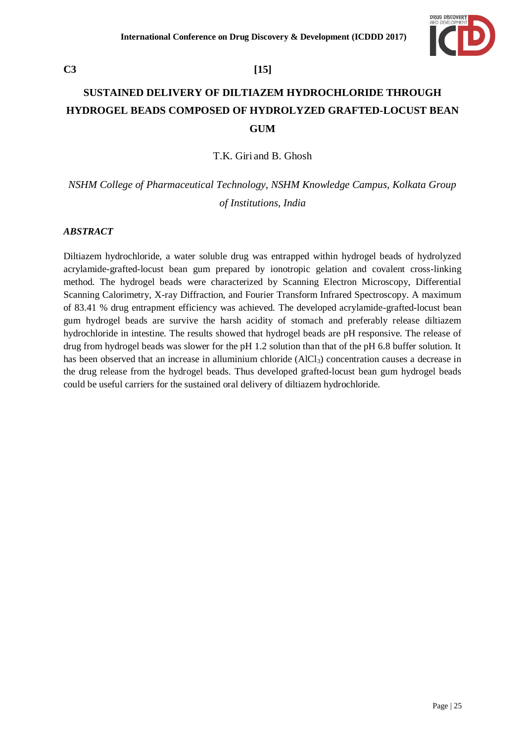**C3 [15]**

# SUSTAINED DELIVERY OF DILTIAZEM HYDROCHLORIDE THROUGH HYDROGEL BEADS COMPOSED OF HYDROLYZED GRAFTED-LOCUST BEAN GUM

T.K. Giri and B. Ghosh

*NSHM College of Pharmaceutical Technology, NSHM Knowledge Campus, Kolkata Group of Institutions, India*

## *ABSTRACT*

Diltiazem hydrochloride, a water soluble drug was entrapped within hydrogel beads of hydrolyzed acrylamide-grafted-locust bean gum prepared by ionotropic gelation and covalent cross-linking method. The hydrogel beads were characterized by Scanning Electron Microscopy, Differential Scanning Calorimetry, X-ray Diffraction, and Fourier Transform Infrared Spectroscopy. A maximum of 83.41 % drug entrapment efficiency was achieved. The developed acrylamide-grafted-locust bean gum hydrogel beads are survive the harsh acidity of stomach and preferably release diltiazem hydrochloride in intestine. The results showed that hydrogel beads are pH responsive. The release of drug from hydrogel beads was slower for the pH 1.2 solution than that of the pH 6.8 buffer solution. It has been observed that an increase in alluminium chloride ($AlCl_3$) concentration causes a decrease in the drug release from the hydrogel beads. Thus developed grafted-locust bean gum hydrogel beads could be useful carriers for the sustained oral delivery of diltiazem hydrochloride.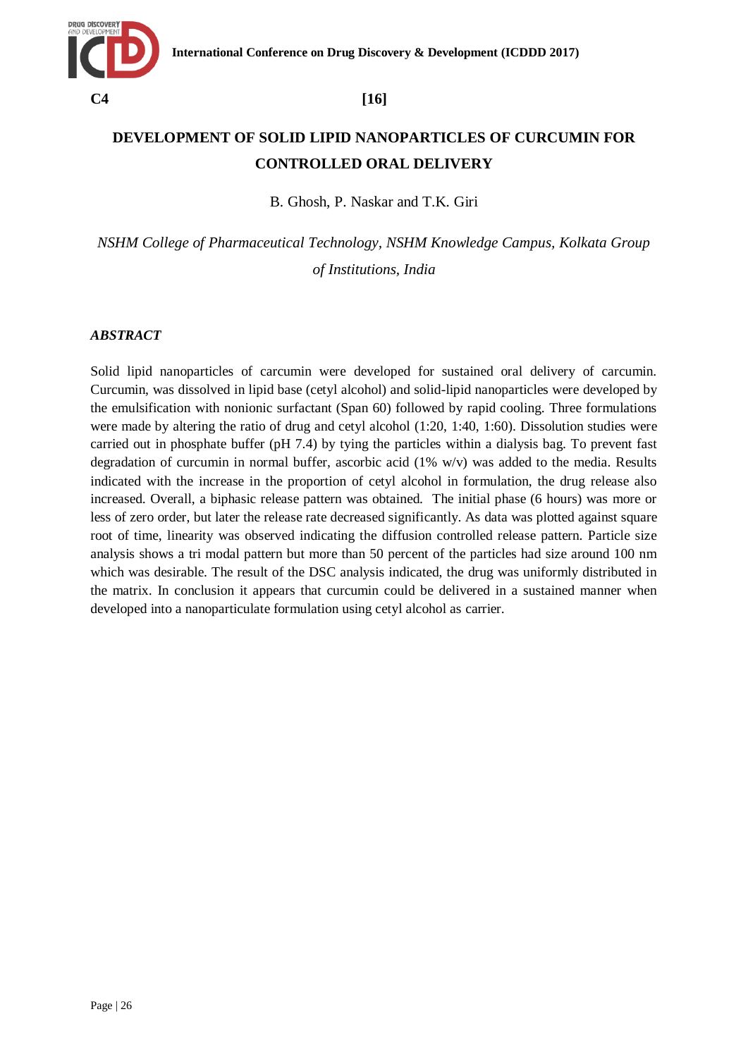**C4** **[16]**

# DEVELOPMENT OF SOLID LIPID NANOPARTICLES OF CURCUMIN FOR CONTROLLED ORAL DELIVERY

B. Ghosh, P. Naskar and T.K. Giri

*NSHM College of Pharmaceutical Technology, NSHM Knowledge Campus, Kolkata Group of Institutions, India*

## *ABSTRACT*

Solid lipid nanoparticles of carcumin were developed for sustained oral delivery of carcumin. Curcumin, was dissolved in lipid base (cetyl alcohol) and solid-lipid nanoparticles were developed by the emulsification with nonionic surfactant (Span 60) followed by rapid cooling. Three formulations were made by altering the ratio of drug and cetyl alcohol (1:20, 1:40, 1:60). Dissolution studies were carried out in phosphate buffer (pH 7.4) by tying the particles within a dialysis bag. To prevent fast degradation of curcumin in normal buffer, ascorbic acid (1% w/v) was added to the media. Results indicated with the increase in the proportion of cetyl alcohol in formulation, the drug release also increased. Overall, a biphasic release pattern was obtained. The initial phase (6 hours) was more or less of zero order, but later the release rate decreased significantly. As data was plotted against square root of time, linearity was observed indicating the diffusion controlled release pattern. Particle size analysis shows a tri modal pattern but more than 50 percent of the particles had size around 100 nm which was desirable. The result of the DSC analysis indicated, the drug was uniformly distributed in the matrix. In conclusion it appears that curcumin could be delivered in a sustained manner when developed into a nanoparticulate formulation using cetyl alcohol as carrier.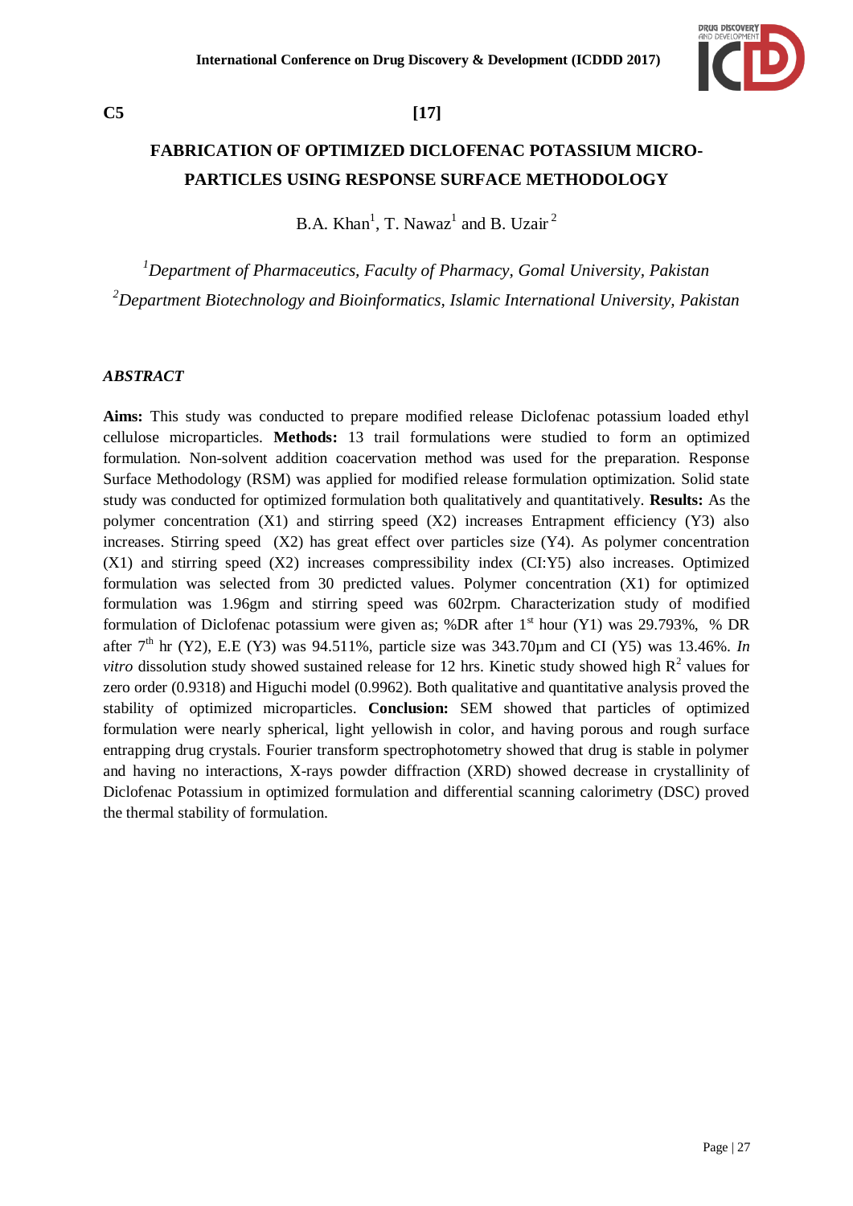C5 [17]

# FABRICATION OF OPTIMIZED DICLOFENAC POTASSIUM MICRO-PARTICLES USING RESPONSE SURFACE METHODOLOGY

B.A. Khan[1], T. Nawaz[1] and B. Uzair[2]

*[1]Department of Pharmaceutics, Faculty of Pharmacy, Gomal University, Pakistan*
*[2]Department Biotechnology and Bioinformatics, Islamic International University, Pakistan*

## *ABSTRACT*

**Aims:** This study was conducted to prepare modified release Diclofenac potassium loaded ethyl cellulose microparticles. **Methods:** 13 trail formulations were studied to form an optimized formulation. Non-solvent addition coacervation method was used for the preparation. Response Surface Methodology (RSM) was applied for modified release formulation optimization. Solid state study was conducted for optimized formulation both qualitatively and quantitatively. **Results:** As the polymer concentration (X1) and stirring speed (X2) increases Entrapment efficiency (Y3) also increases. Stirring speed (X2) has great effect over particles size (Y4). As polymer concentration (X1) and stirring speed (X2) increases compressibility index (CI:Y5) also increases. Optimized formulation was selected from 30 predicted values. Polymer concentration (X1) for optimized formulation was 1.96gm and stirring speed was 602rpm. Characterization study of modified formulation of Diclofenac potassium were given as; %DR after 1$^{st}$ hour (Y1) was 29.793%, % DR after 7$^{th}$ hr (Y2), E.E (Y3) was 94.511%, particle size was 343.70µm and CI (Y5) was 13.46%. *In vitro* dissolution study showed sustained release for 12 hrs. Kinetic study showed high $R^2$ values for zero order (0.9318) and Higuchi model (0.9962). Both qualitative and quantitative analysis proved the stability of optimized microparticles. **Conclusion:** SEM showed that particles of optimized formulation were nearly spherical, light yellowish in color, and having porous and rough surface entrapping drug crystals. Fourier transform spectrophotometry showed that drug is stable in polymer and having no interactions, X-rays powder diffraction (XRD) showed decrease in crystallinity of Diclofenac Potassium in optimized formulation and differential scanning calorimetry (DSC) proved the thermal stability of formulation.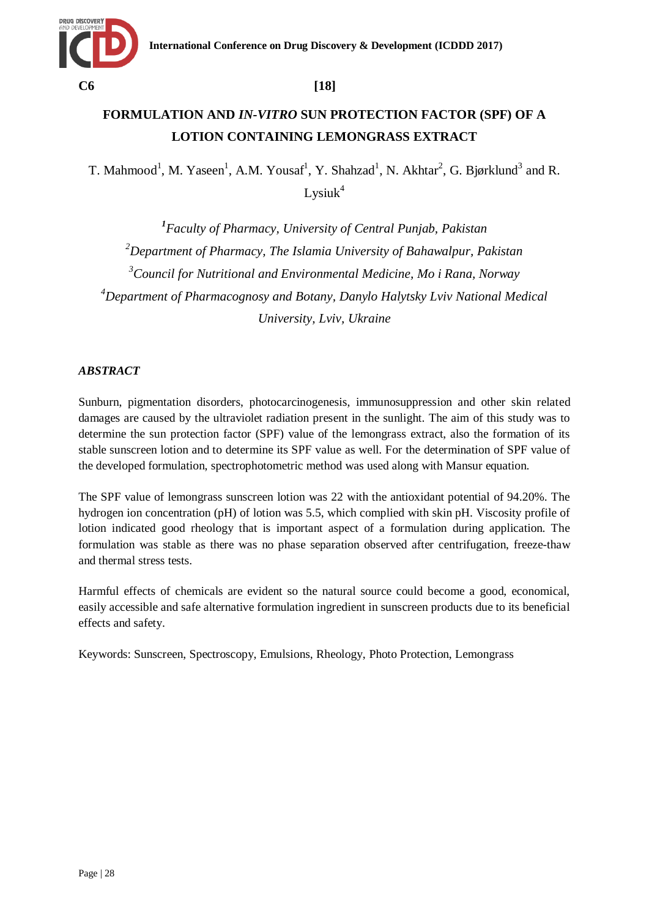C6 [18]

# FORMULATION AND *IN-VITRO* SUN PROTECTION FACTOR (SPF) OF A LOTION CONTAINING LEMONGRASS EXTRACT

T. Mahmood[1], M. Yaseen[1], A.M. Yousaf[1], Y. Shahzad[1], N. Akhtar[2], G. Bjørklund[3] and R. Lysiuk[4]

*[1]Faculty of Pharmacy, University of Central Punjab, Pakistan*
*[2]Department of Pharmacy, The Islamia University of Bahawalpur, Pakistan*
*[3]Council for Nutritional and Environmental Medicine, Mo i Rana, Norway*
*[4]Department of Pharmacognosy and Botany, Danylo Halytsky Lviv National Medical University, Lviv, Ukraine*

## *ABSTRACT*

Sunburn, pigmentation disorders, photocarcinogenesis, immunosuppression and other skin related damages are caused by the ultraviolet radiation present in the sunlight. The aim of this study was to determine the sun protection factor (SPF) value of the lemongrass extract, also the formation of its stable sunscreen lotion and to determine its SPF value as well. For the determination of SPF value of the developed formulation, spectrophotometric method was used along with Mansur equation.

The SPF value of lemongrass sunscreen lotion was 22 with the antioxidant potential of 94.20%. The hydrogen ion concentration (pH) of lotion was 5.5, which complied with skin pH. Viscosity profile of lotion indicated good rheology that is important aspect of a formulation during application. The formulation was stable as there was no phase separation observed after centrifugation, freeze-thaw and thermal stress tests.

Harmful effects of chemicals are evident so the natural source could become a good, economical, easily accessible and safe alternative formulation ingredient in sunscreen products due to its beneficial effects and safety.

Keywords: Sunscreen, Spectroscopy, Emulsions, Rheology, Photo Protection, Lemongrass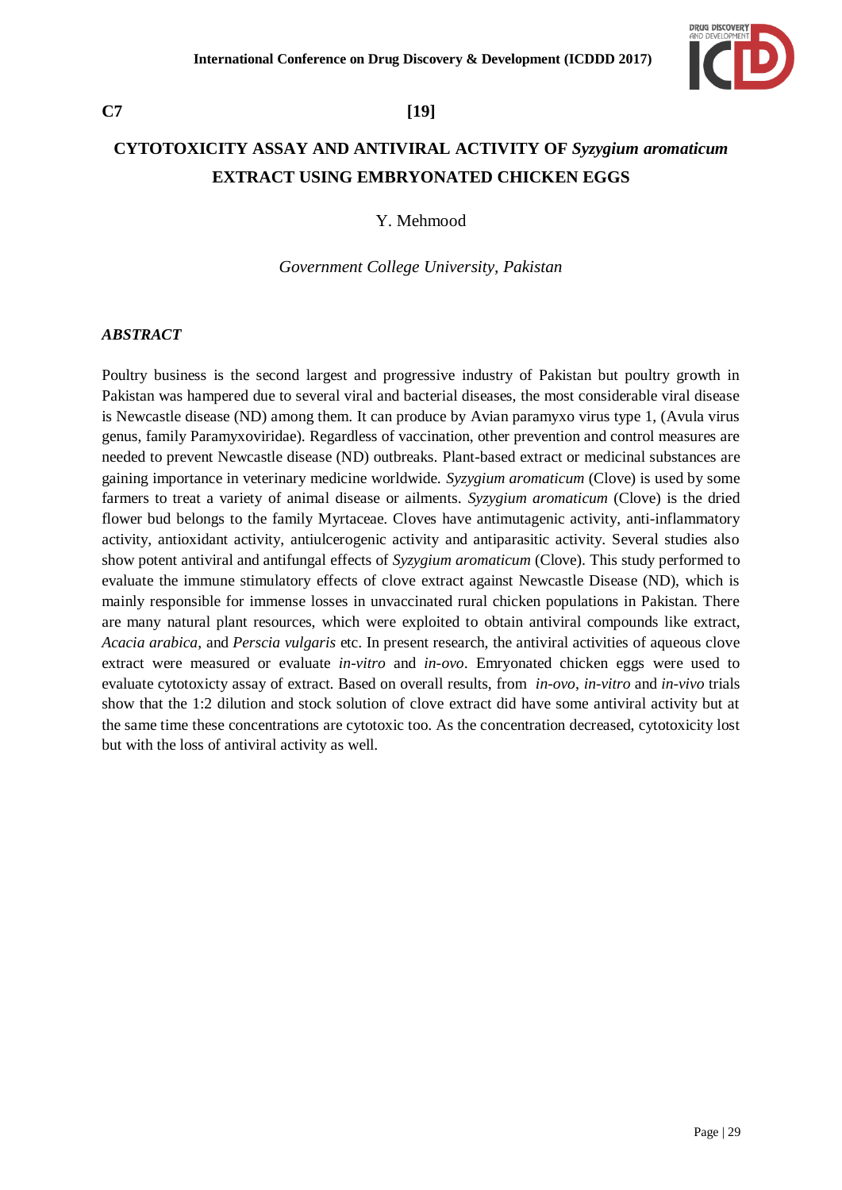C7 [19]

# CYTOTOXICITY ASSAY AND ANTIVIRAL ACTIVITY OF *Syzygium aromaticum* EXTRACT USING EMBRYONATED CHICKEN EGGS

Y. Mehmood

*Government College University, Pakistan*

## *ABSTRACT*

Poultry business is the second largest and progressive industry of Pakistan but poultry growth in Pakistan was hampered due to several viral and bacterial diseases, the most considerable viral disease is Newcastle disease (ND) among them. It can produce by Avian paramyxo virus type 1, (Avula virus genus, family Paramyxoviridae). Regardless of vaccination, other prevention and control measures are needed to prevent Newcastle disease (ND) outbreaks. Plant-based extract or medicinal substances are gaining importance in veterinary medicine worldwide. *Syzygium aromaticum* (Clove) is used by some farmers to treat a variety of animal disease or ailments. *Syzygium aromaticum* (Clove) is the dried flower bud belongs to the family Myrtaceae. Cloves have antimutagenic activity, anti-inflammatory activity, antioxidant activity, antiulcerogenic activity and antiparasitic activity. Several studies also show potent antiviral and antifungal effects of *Syzygium aromaticum* (Clove). This study performed to evaluate the immune stimulatory effects of clove extract against Newcastle Disease (ND), which is mainly responsible for immense losses in unvaccinated rural chicken populations in Pakistan. There are many natural plant resources, which were exploited to obtain antiviral compounds like extract, *Acacia arabica*, and *Perscia vulgaris* etc. In present research, the antiviral activities of aqueous clove extract were measured or evaluate *in-vitro* and *in-ovo*. Emryonated chicken eggs were used to evaluate cytotoxicty assay of extract. Based on overall results, from *in-ovo*, *in-vitro* and *in-vivo* trials show that the 1:2 dilution and stock solution of clove extract did have some antiviral activity but at the same time these concentrations are cytotoxic too. As the concentration decreased, cytotoxicity lost but with the loss of antiviral activity as well.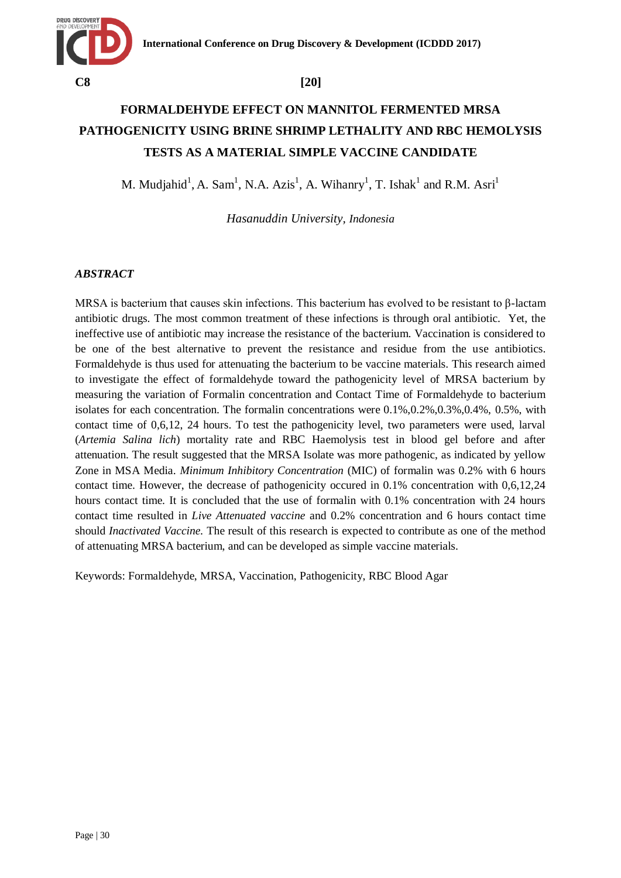C8 [20]

# FORMALDEHYDE EFFECT ON MANNITOL FERMENTED MRSA PATHOGENICITY USING BRINE SHRIMP LETHALITY AND RBC HEMOLYSIS TESTS AS A MATERIAL SIMPLE VACCINE CANDIDATE

M. Mudjahid[1], A. Sam[1], N.A. Azis[1], A. Wihanry[1], T. Ishak[1] and R.M. Asri[1]

*Hasanuddin University, Indonesia*

## *ABSTRACT*

MRSA is bacterium that causes skin infections. This bacterium has evolved to be resistant to β-lactam antibiotic drugs. The most common treatment of these infections is through oral antibiotic. Yet, the ineffective use of antibiotic may increase the resistance of the bacterium. Vaccination is considered to be one of the best alternative to prevent the resistance and residue from the use antibiotics. Formaldehyde is thus used for attenuating the bacterium to be vaccine materials. This research aimed to investigate the effect of formaldehyde toward the pathogenicity level of MRSA bacterium by measuring the variation of Formalin concentration and Contact Time of Formaldehyde to bacterium isolates for each concentration. The formalin concentrations were 0.1%,0.2%,0.3%,0.4%, 0.5%, with contact time of 0,6,12, 24 hours. To test the pathogenicity level, two parameters were used, larval (*Artemia Salina lich*) mortality rate and RBC Haemolysis test in blood gel before and after attenuation. The result suggested that the MRSA Isolate was more pathogenic, as indicated by yellow Zone in MSA Media. *Minimum Inhibitory Concentration* (MIC) of formalin was 0.2% with 6 hours contact time. However, the decrease of pathogenicity occured in 0.1% concentration with 0,6,12,24 hours contact time. It is concluded that the use of formalin with 0.1% concentration with 24 hours contact time resulted in *Live Attenuated vaccine* and 0.2% concentration and 6 hours contact time should *Inactivated Vaccine.* The result of this research is expected to contribute as one of the method of attenuating MRSA bacterium, and can be developed as simple vaccine materials.

Keywords: Formaldehyde, MRSA, Vaccination, Pathogenicity, RBC Blood Agar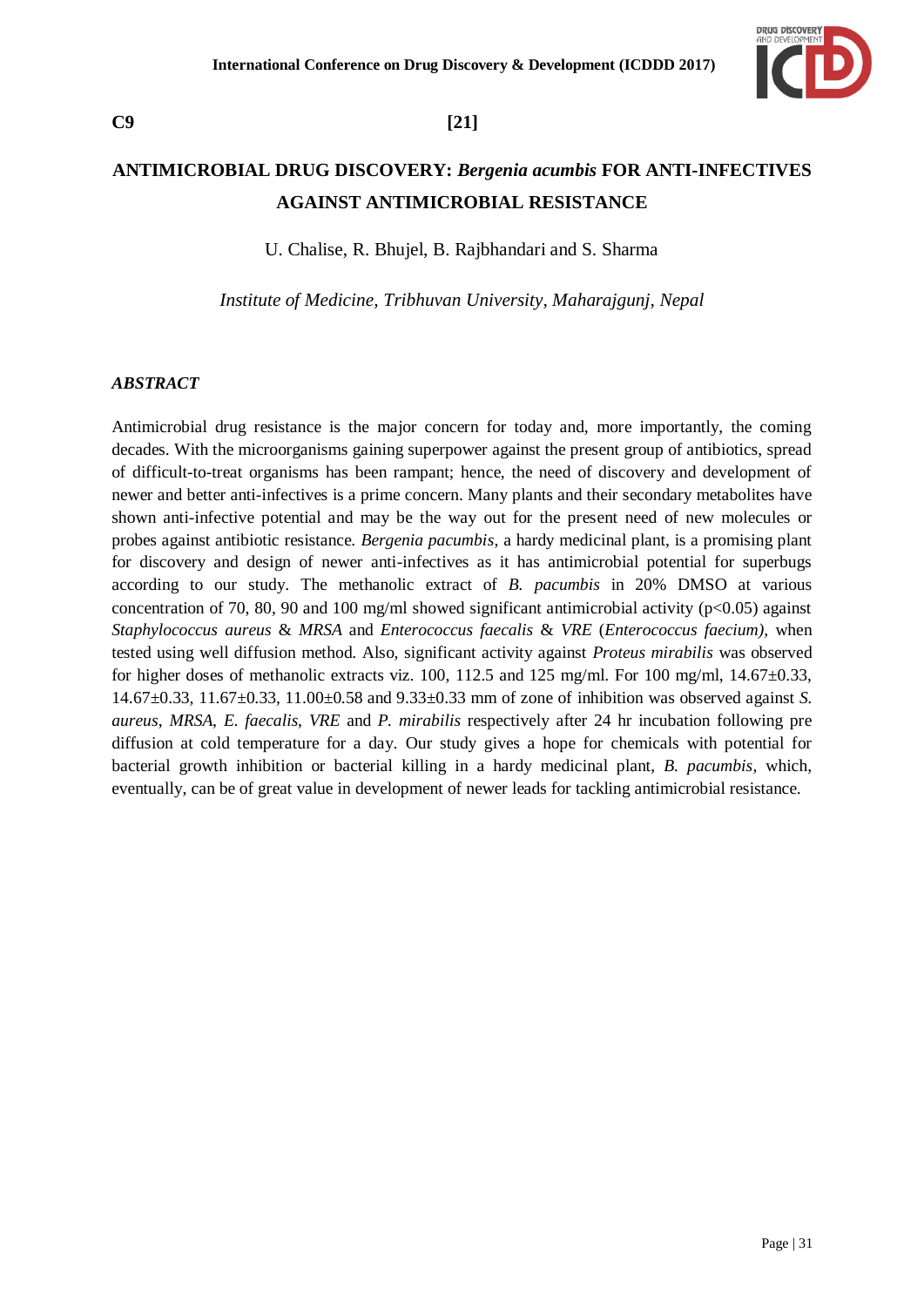**C9** **[21]**

# ANTIMICROBIAL DRUG DISCOVERY: *Bergenia acumbis* FOR ANTI-INFECTIVES AGAINST ANTIMICROBIAL RESISTANCE

U. Chalise, R. Bhujel, B. Rajbhandari and S. Sharma

*Institute of Medicine, Tribhuvan University, Maharajgunj, Nepal*

### *ABSTRACT*

Antimicrobial drug resistance is the major concern for today and, more importantly, the coming decades. With the microorganisms gaining superpower against the present group of antibiotics, spread of difficult-to-treat organisms has been rampant; hence, the need of discovery and development of newer and better anti-infectives is a prime concern. Many plants and their secondary metabolites have shown anti-infective potential and may be the way out for the present need of new molecules or probes against antibiotic resistance. *Bergenia pacumbis*, a hardy medicinal plant, is a promising plant for discovery and design of newer anti-infectives as it has antimicrobial potential for superbugs according to our study. The methanolic extract of *B. pacumbis* in 20% DMSO at various concentration of 70, 80, 90 and 100 mg/ml showed significant antimicrobial activity ($p<0.05$) against *Staphylococcus aureus* & *MRSA* and *Enterococcus faecalis* & *VRE* (*Enterococcus faecium)*, when tested using well diffusion method. Also, significant activity against *Proteus mirabilis* was observed for higher doses of methanolic extracts viz. 100, 112.5 and 125 mg/ml. For 100 mg/ml, $14.67 \pm 0.33$, $14.67 \pm 0.33$, $11.67 \pm 0.33$, $11.00 \pm 0.58$ and $9.33 \pm 0.33$ mm of zone of inhibition was observed against *S. aureus*, *MRSA*, *E. faecalis*, *VRE* and *P. mirabilis* respectively after 24 hr incubation following pre diffusion at cold temperature for a day. Our study gives a hope for chemicals with potential for bacterial growth inhibition or bacterial killing in a hardy medicinal plant, *B. pacumbis*, which, eventually, can be of great value in development of newer leads for tackling antimicrobial resistance.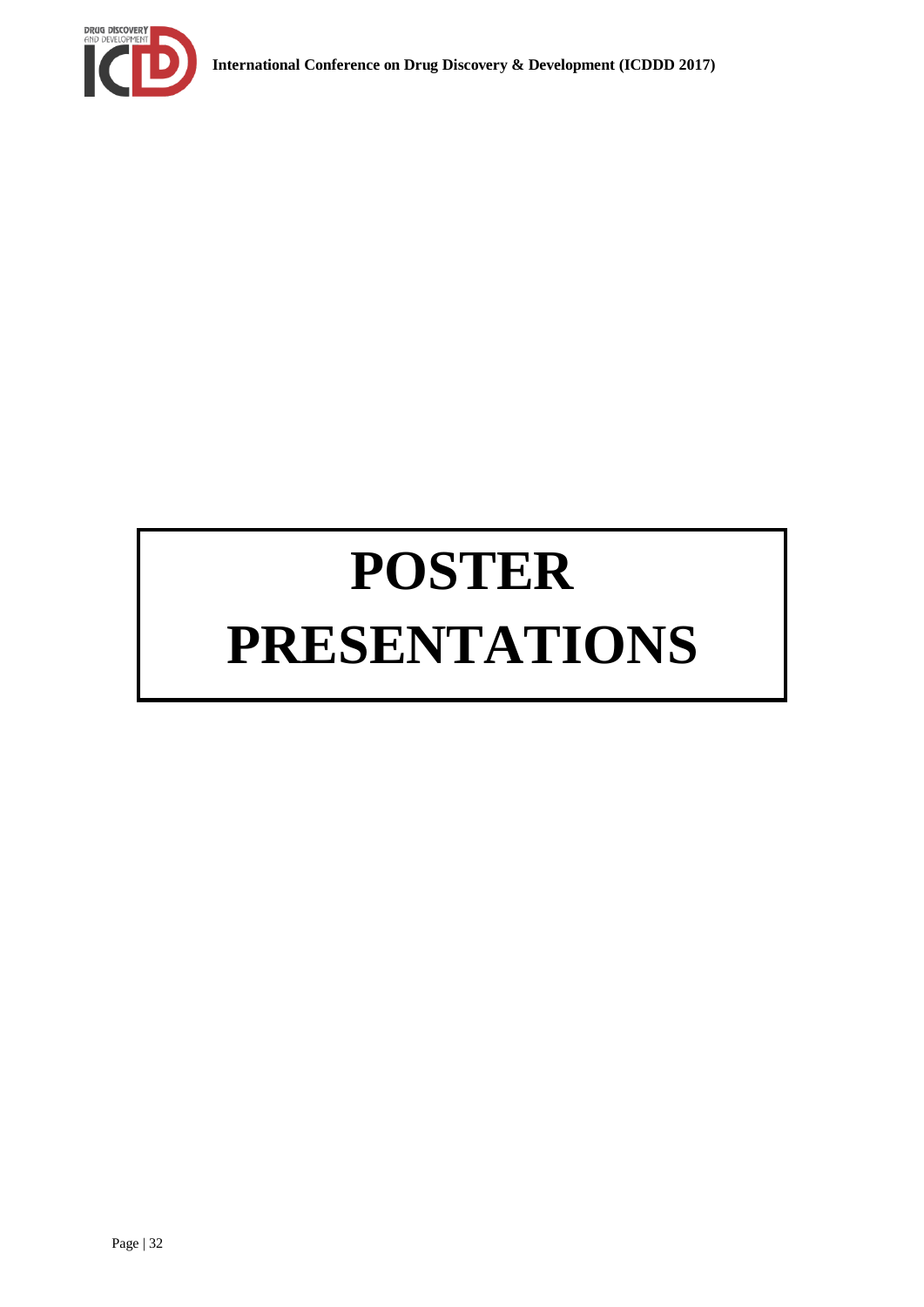# POSTER PRESENTATIONS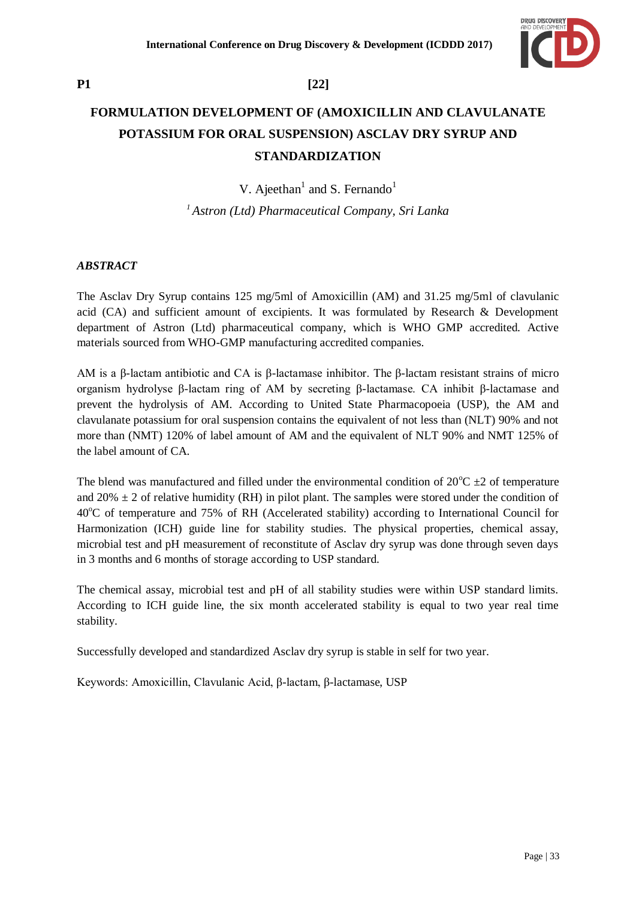**P1** **[22]**

# FORMULATION DEVELOPMENT OF (AMOXICILLIN AND CLAVULANATE POTASSIUM FOR ORAL SUSPENSION) ASCLAV DRY SYRUP AND STANDARDIZATION

V. Ajeethan[1] and S. Fernando[1]

[1] *Astron (Ltd) Pharmaceutical Company, Sri Lanka*

## *ABSTRACT*

The Asclav Dry Syrup contains 125 mg/5ml of Amoxicillin (AM) and 31.25 mg/5ml of clavulanic acid (CA) and sufficient amount of excipients. It was formulated by Research & Development department of Astron (Ltd) pharmaceutical company, which is WHO GMP accredited. Active materials sourced from WHO-GMP manufacturing accredited companies.

AM is a β-lactam antibiotic and CA is β-lactamase inhibitor. The β-lactam resistant strains of micro organism hydrolyse β-lactam ring of AM by secreting β-lactamase. CA inhibit β-lactamase and prevent the hydrolysis of AM. According to United State Pharmacopoeia (USP), the AM and clavulanate potassium for oral suspension contains the equivalent of not less than (NLT) 90% and not more than (NMT) 120% of label amount of AM and the equivalent of NLT 90% and NMT 125% of the label amount of CA.

The blend was manufactured and filled under the environmental condition of 20$^{o}$C ±2 of temperature and 20% ± 2 of relative humidity (RH) in pilot plant. The samples were stored under the condition of 40$^{o}$C of temperature and 75% of RH (Accelerated stability) according to International Council for Harmonization (ICH) guide line for stability studies. The physical properties, chemical assay, microbial test and pH measurement of reconstitute of Asclav dry syrup was done through seven days in 3 months and 6 months of storage according to USP standard.

The chemical assay, microbial test and pH of all stability studies were within USP standard limits. According to ICH guide line, the six month accelerated stability is equal to two year real time stability.

Successfully developed and standardized Asclav dry syrup is stable in self for two year.

Keywords: Amoxicillin, Clavulanic Acid, β-lactam, β-lactamase, USP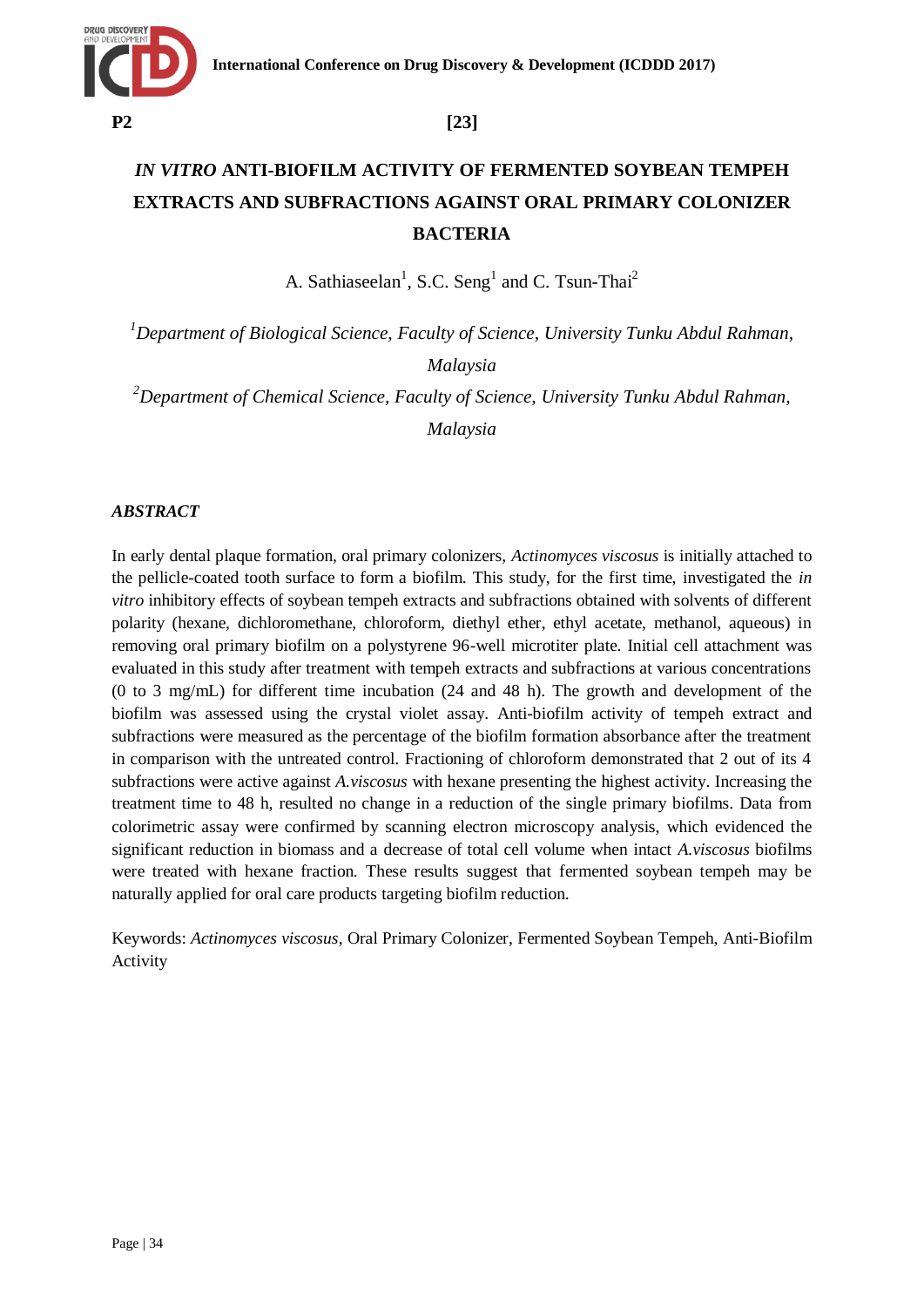**P2** **[23]**

# *IN VITRO* ANTI-BIOFILM ACTIVITY OF FERMENTED SOYBEAN TEMPEH EXTRACTS AND SUBFRACTIONS AGAINST ORAL PRIMARY COLONIZER BACTERIA

A. Sathiaseelan[1], S.C. Seng[1] and C. Tsun-Thai[2]

[1]*Department of Biological Science, Faculty of Science, University Tunku Abdul Rahman, Malaysia*

[2]*Department of Chemical Science, Faculty of Science, University Tunku Abdul Rahman, Malaysia*

### *ABSTRACT*

In early dental plaque formation, oral primary colonizers, *Actinomyces viscosus* is initially attached to the pellicle-coated tooth surface to form a biofilm. This study, for the first time, investigated the *in vitro* inhibitory effects of soybean tempeh extracts and subfractions obtained with solvents of different polarity (hexane, dichloromethane, chloroform, diethyl ether, ethyl acetate, methanol, aqueous) in removing oral primary biofilm on a polystyrene 96-well microtiter plate. Initial cell attachment was evaluated in this study after treatment with tempeh extracts and subfractions at various concentrations (0 to 3 mg/mL) for different time incubation (24 and 48 h). The growth and development of the biofilm was assessed using the crystal violet assay. Anti-biofilm activity of tempeh extract and subfractions were measured as the percentage of the biofilm formation absorbance after the treatment in comparison with the untreated control. Fractioning of chloroform demonstrated that 2 out of its 4 subfractions were active against *A.viscosus* with hexane presenting the highest activity. Increasing the treatment time to 48 h, resulted no change in a reduction of the single primary biofilms. Data from colorimetric assay were confirmed by scanning electron microscopy analysis, which evidenced the significant reduction in biomass and a decrease of total cell volume when intact *A.viscosus* biofilms were treated with hexane fraction. These results suggest that fermented soybean tempeh may be naturally applied for oral care products targeting biofilm reduction.

Keywords: *Actinomyces viscosus*, Oral Primary Colonizer, Fermented Soybean Tempeh, Anti-Biofilm Activity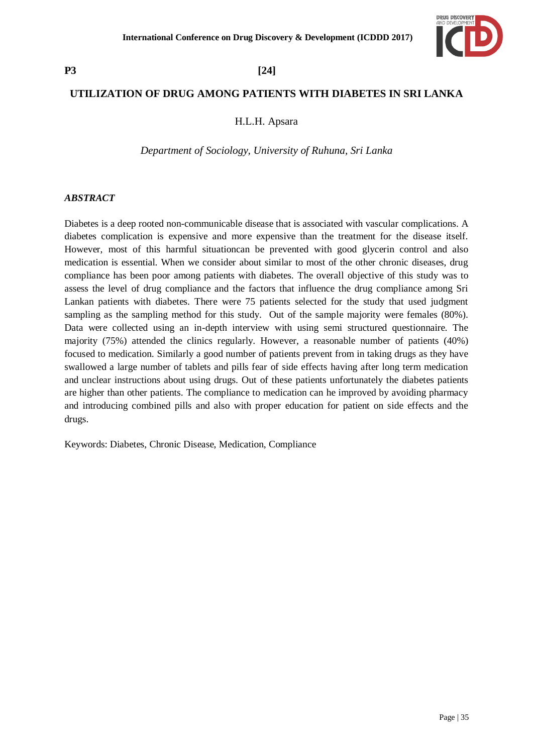**P3 [24]**

# UTILIZATION OF DRUG AMONG PATIENTS WITH DIABETES IN SRI LANKA

H.L.H. Apsara

*Department of Sociology, University of Ruhuna, Sri Lanka*

***ABSTRACT***

Diabetes is a deep rooted non-communicable disease that is associated with vascular complications. A diabetes complication is expensive and more expensive than the treatment for the disease itself. However, most of this harmful situationcan be prevented with good glycerin control and also medication is essential. When we consider about similar to most of the other chronic diseases, drug compliance has been poor among patients with diabetes. The overall objective of this study was to assess the level of drug compliance and the factors that influence the drug compliance among Sri Lankan patients with diabetes. There were 75 patients selected for the study that used judgment sampling as the sampling method for this study. Out of the sample majority were females (80%). Data were collected using an in-depth interview with using semi structured questionnaire. The majority (75%) attended the clinics regularly. However, a reasonable number of patients (40%) focused to medication. Similarly a good number of patients prevent from in taking drugs as they have swallowed a large number of tablets and pills fear of side effects having after long term medication and unclear instructions about using drugs. Out of these patients unfortunately the diabetes patients are higher than other patients. The compliance to medication can he improved by avoiding pharmacy and introducing combined pills and also with proper education for patient on side effects and the drugs.

Keywords: Diabetes, Chronic Disease, Medication, Compliance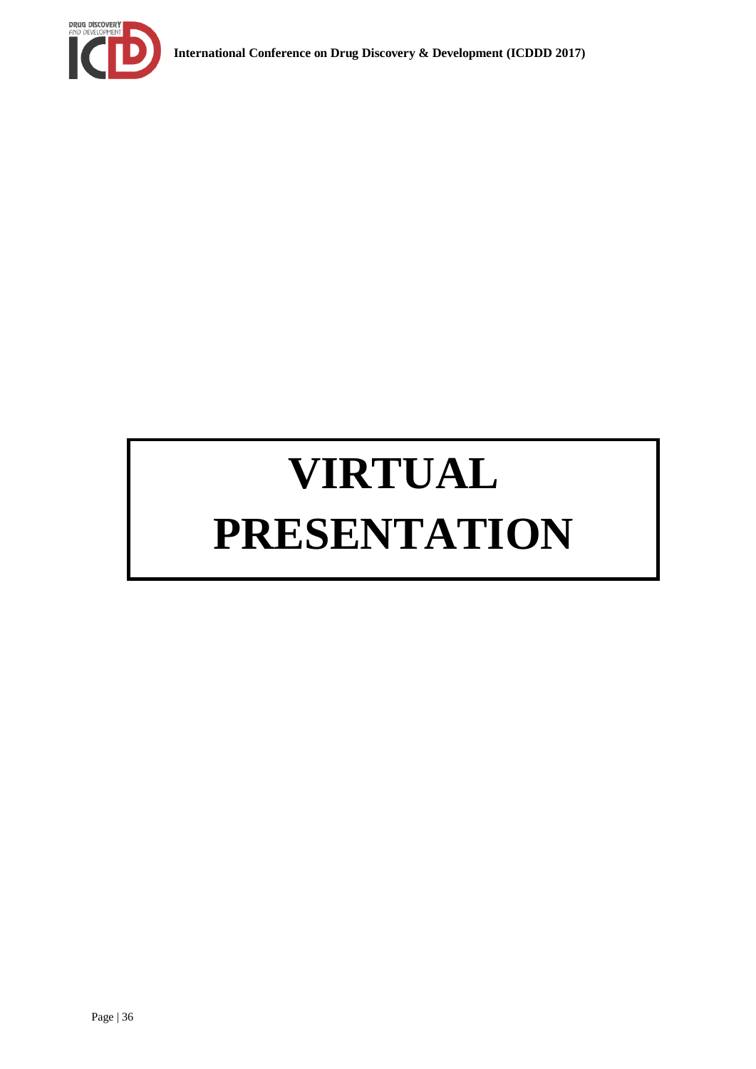# VIRTUAL PRESENTATION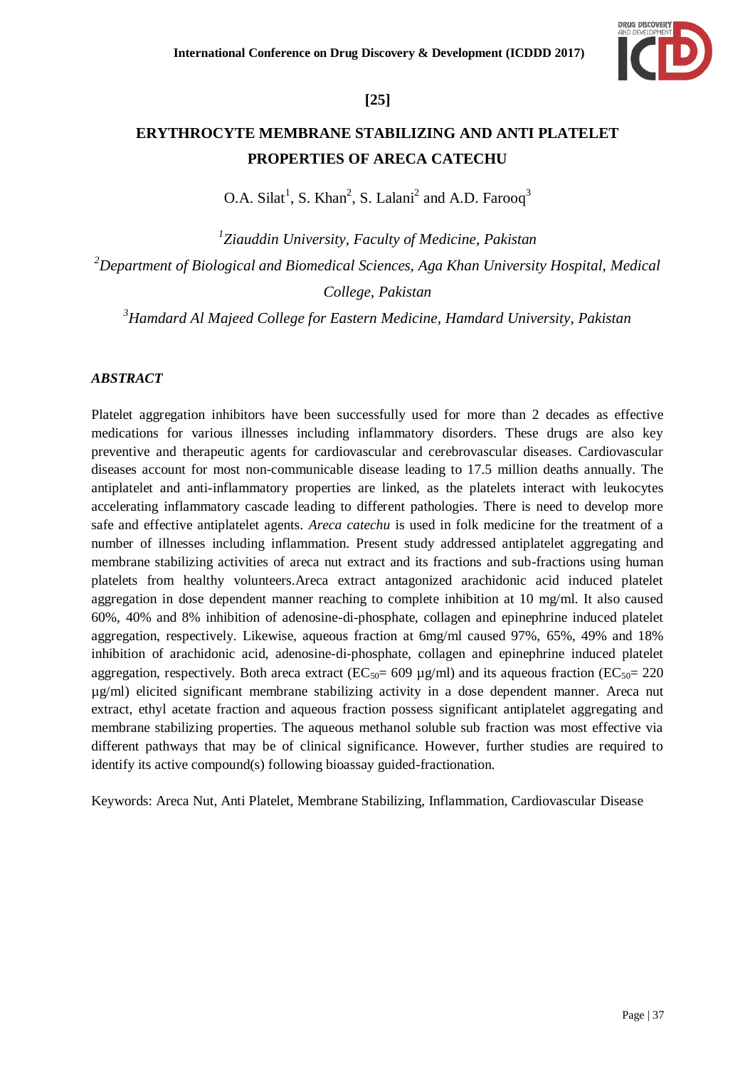**[25]**

# ERYTHROCYTE MEMBRANE STABILIZING AND ANTI PLATELET PROPERTIES OF ARECA CATECHU

O.A. Silat[1], S. Khan[2], S. Lalani[2] and A.D. Farooq[3]

*[1]Ziauddin University, Faculty of Medicine, Pakistan*

*[2]Department of Biological and Biomedical Sciences, Aga Khan University Hospital, Medical College, Pakistan*

*[3]Hamdard Al Majeed College for Eastern Medicine, Hamdard University, Pakistan*

## *ABSTRACT*

Platelet aggregation inhibitors have been successfully used for more than 2 decades as effective medications for various illnesses including inflammatory disorders. These drugs are also key preventive and therapeutic agents for cardiovascular and cerebrovascular diseases. Cardiovascular diseases account for most non-communicable disease leading to 17.5 million deaths annually. The antiplatelet and anti-inflammatory properties are linked, as the platelets interact with leukocytes accelerating inflammatory cascade leading to different pathologies. There is need to develop more safe and effective antiplatelet agents. *Areca catechu* is used in folk medicine for the treatment of a number of illnesses including inflammation. Present study addressed antiplatelet aggregating and membrane stabilizing activities of areca nut extract and its fractions and sub-fractions using human platelets from healthy volunteers.Areca extract antagonized arachidonic acid induced platelet aggregation in dose dependent manner reaching to complete inhibition at 10 mg/ml. It also caused 60%, 40% and 8% inhibition of adenosine-di-phosphate, collagen and epinephrine induced platelet aggregation, respectively. Likewise, aqueous fraction at 6mg/ml caused 97%, 65%, 49% and 18% inhibition of arachidonic acid, adenosine-di-phosphate, collagen and epinephrine induced platelet aggregation, respectively. Both areca extract ($EC_{50}$= 609 µg/ml) and its aqueous fraction ($EC_{50}$= 220 µg/ml) elicited significant membrane stabilizing activity in a dose dependent manner. Areca nut extract, ethyl acetate fraction and aqueous fraction possess significant antiplatelet aggregating and membrane stabilizing properties. The aqueous methanol soluble sub fraction was most effective via different pathways that may be of clinical significance. However, further studies are required to identify its active compound(s) following bioassay guided-fractionation.

Keywords: Areca Nut, Anti Platelet, Membrane Stabilizing, Inflammation, Cardiovascular Disease